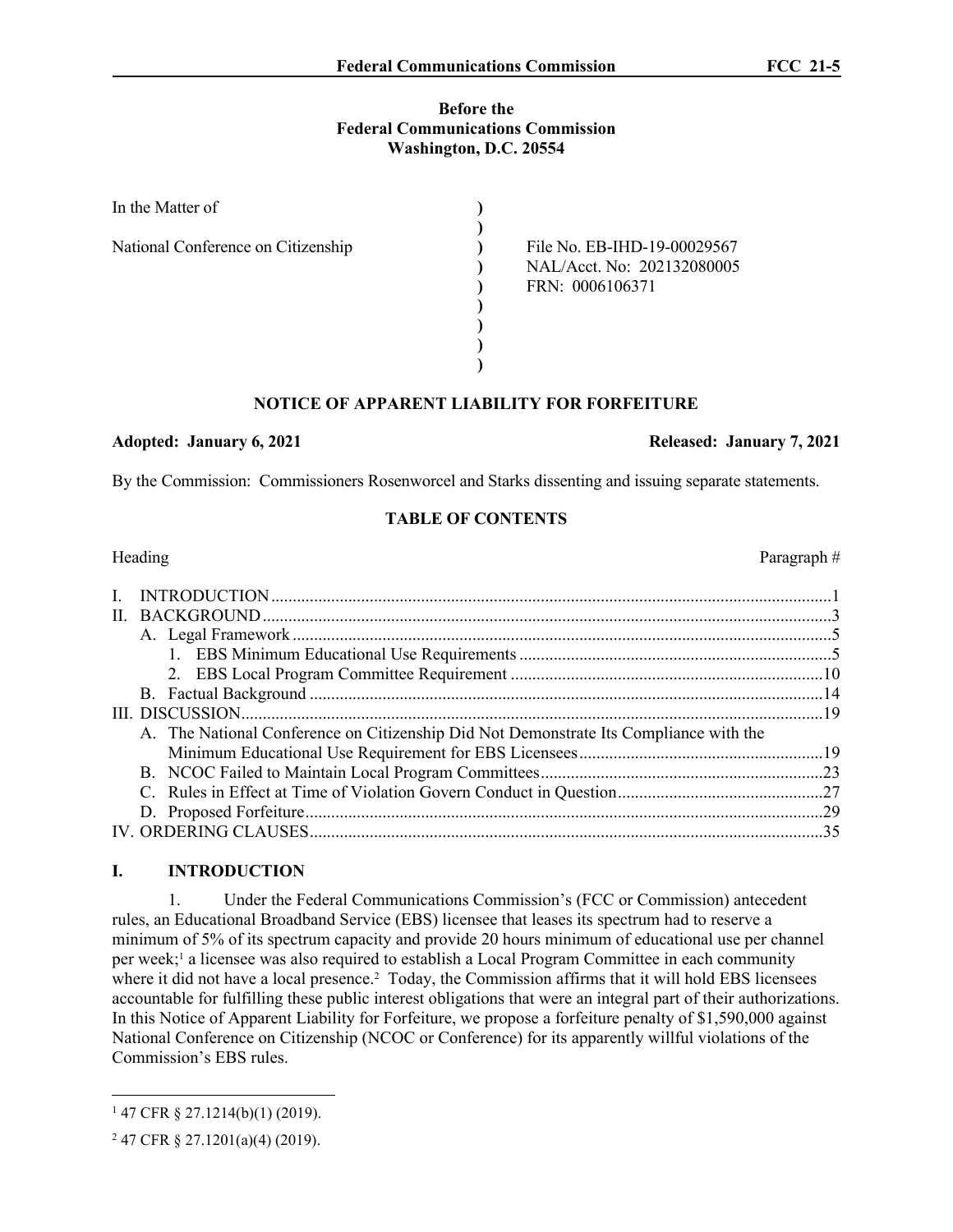**Before the**
**Federal Communications Commission**
**Washington, D.C. 20554**

| | | |
|---|---|---|
| In the Matter of | ) | |
| | ) | |
| National Conference on Citizenship | ) | File No. EB-IHD-19-00029567 |
| | ) | NAL/Acct. No: 202132080005 |
| | ) | FRN: 0006106371 |
| | ) | |
| | ) | |
| | ) | |
| | ) | |

## NOTICE OF APPARENT LIABILITY FOR FORFEITURE

**Adopted: January 6, 2021** **Released: January 7, 2021**

By the Commission: Commissioners Rosenworcel and Starks dissenting and issuing separate statements.

### TABLE OF CONTENTS

| Heading | Paragraph # |
|---|---|
| I. INTRODUCTION | 1 |
| II. BACKGROUND | 3 |
| A. Legal Framework | 5 |
| 1. EBS Minimum Educational Use Requirements | 5 |
| 2. EBS Local Program Committee Requirement | 10 |
| B. Factual Background | 14 |
| III. DISCUSSION | 19 |
| A. The National Conference on Citizenship Did Not Demonstrate Its Compliance with the Minimum Educational Use Requirement for EBS Licensees | 19 |
| B. NCOC Failed to Maintain Local Program Committees | 23 |
| C. Rules in Effect at Time of Violation Govern Conduct in Question | 27 |
| D. Proposed Forfeiture | 29 |
| IV. ORDERING CLAUSES | 35 |

## I. INTRODUCTION

1. Under the Federal Communications Commission's (FCC or Commission) antecedent rules, an Educational Broadband Service (EBS) licensee that leases its spectrum had to reserve a minimum of 5% of its spectrum capacity and provide 20 hours minimum of educational use per channel per week;[1] a licensee was also required to establish a Local Program Committee in each community where it did not have a local presence.[2] Today, the Commission affirms that it will hold EBS licensees accountable for fulfilling these public interest obligations that were an integral part of their authorizations. In this Notice of Apparent Liability for Forfeiture, we propose a forfeiture penalty of $1,590,000 against National Conference on Citizenship (NCOC or Conference) for its apparently willful violations of the Commission's EBS rules.

---

[1] 47 CFR § 27.1214(b)(1) (2019).

[2] 47 CFR § 27.1201(a)(4) (2019).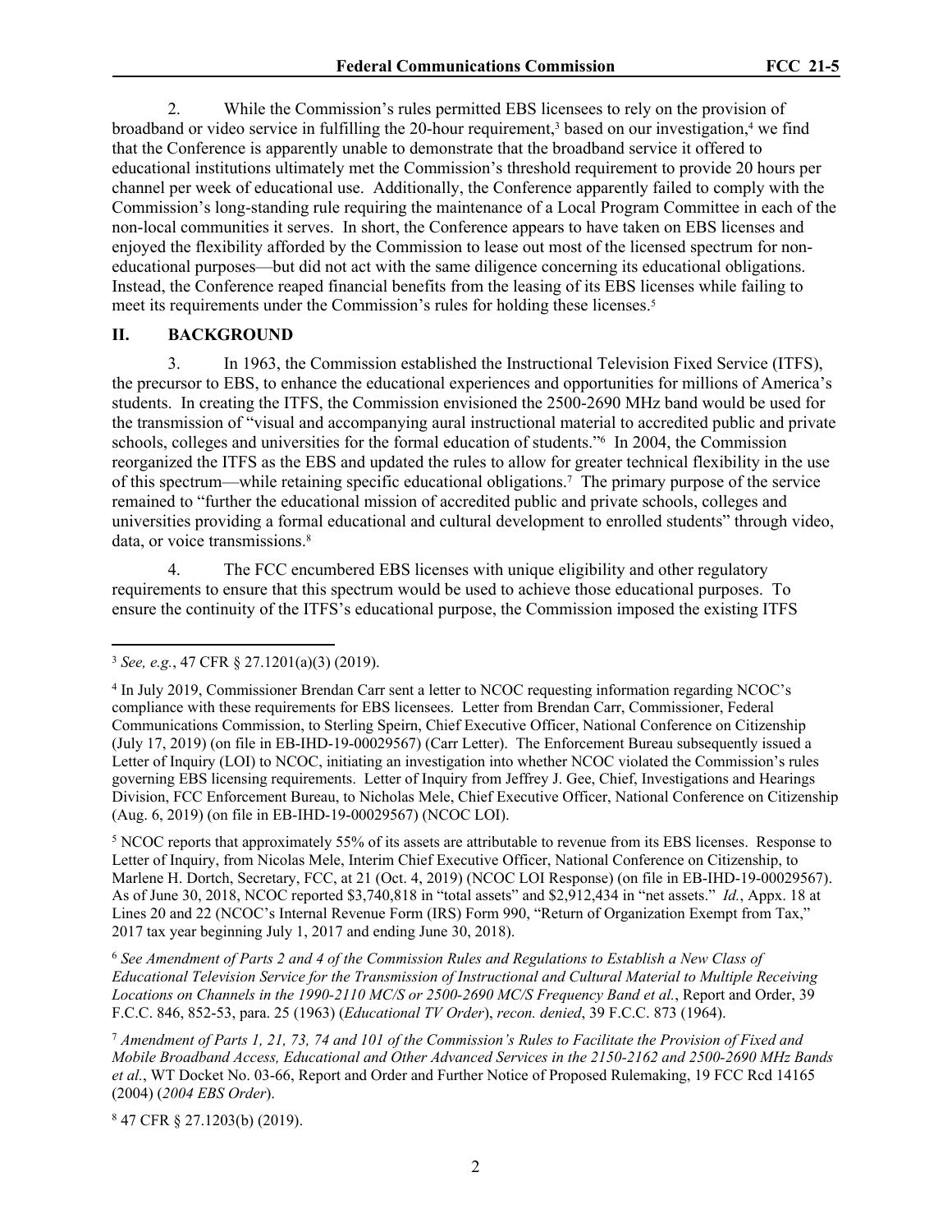2. While the Commission's rules permitted EBS licensees to rely on the provision of broadband or video service in fulfilling the 20-hour requirement,[3] based on our investigation,[4] we find that the Conference is apparently unable to demonstrate that the broadband service it offered to educational institutions ultimately met the Commission's threshold requirement to provide 20 hours per channel per week of educational use. Additionally, the Conference apparently failed to comply with the Commission's long-standing rule requiring the maintenance of a Local Program Committee in each of the non-local communities it serves. In short, the Conference appears to have taken on EBS licenses and enjoyed the flexibility afforded by the Commission to lease out most of the licensed spectrum for non-educational purposes—but did not act with the same diligence concerning its educational obligations. Instead, the Conference reaped financial benefits from the leasing of its EBS licenses while failing to meet its requirements under the Commission's rules for holding these licenses.[5]

## II. BACKGROUND

3. In 1963, the Commission established the Instructional Television Fixed Service (ITFS), the precursor to EBS, to enhance the educational experiences and opportunities for millions of America's students. In creating the ITFS, the Commission envisioned the 2500-2690 MHz band would be used for the transmission of "visual and accompanying aural instructional material to accredited public and private schools, colleges and universities for the formal education of students."[6] In 2004, the Commission reorganized the ITFS as the EBS and updated the rules to allow for greater technical flexibility in the use of this spectrum—while retaining specific educational obligations.[7] The primary purpose of the service remained to "further the educational mission of accredited public and private schools, colleges and universities providing a formal educational and cultural development to enrolled students" through video, data, or voice transmissions.[8]

4. The FCC encumbered EBS licenses with unique eligibility and other regulatory requirements to ensure that this spectrum would be used to achieve those educational purposes. To ensure the continuity of the ITFS's educational purpose, the Commission imposed the existing ITFS

---

[3] *See, e.g.*, 47 CFR § 27.1201(a)(3) (2019).

[4] In July 2019, Commissioner Brendan Carr sent a letter to NCOC requesting information regarding NCOC's compliance with these requirements for EBS licensees. Letter from Brendan Carr, Commissioner, Federal Communications Commission, to Sterling Speirn, Chief Executive Officer, National Conference on Citizenship (July 17, 2019) (on file in EB-IHD-19-00029567) (Carr Letter). The Enforcement Bureau subsequently issued a Letter of Inquiry (LOI) to NCOC, initiating an investigation into whether NCOC violated the Commission's rules governing EBS licensing requirements. Letter of Inquiry from Jeffrey J. Gee, Chief, Investigations and Hearings Division, FCC Enforcement Bureau, to Nicholas Mele, Chief Executive Officer, National Conference on Citizenship (Aug. 6, 2019) (on file in EB-IHD-19-00029567) (NCOC LOI).

[5] NCOC reports that approximately 55% of its assets are attributable to revenue from its EBS licenses. Response to Letter of Inquiry, from Nicolas Mele, Interim Chief Executive Officer, National Conference on Citizenship, to Marlene H. Dortch, Secretary, FCC, at 21 (Oct. 4, 2019) (NCOC LOI Response) (on file in EB-IHD-19-00029567). As of June 30, 2018, NCOC reported $3,740,818 in "total assets" and $2,912,434 in "net assets." *Id.*, Appx. 18 at Lines 20 and 22 (NCOC's Internal Revenue Form (IRS) Form 990, "Return of Organization Exempt from Tax," 2017 tax year beginning July 1, 2017 and ending June 30, 2018).

[6] *See Amendment of Parts 2 and 4 of the Commission Rules and Regulations to Establish a New Class of Educational Television Service for the Transmission of Instructional and Cultural Material to Multiple Receiving Locations on Channels in the 1990-2110 MC/S or 2500-2690 MC/S Frequency Band et al.*, Report and Order, 39 F.C.C. 846, 852-53, para. 25 (1963) (*Educational TV Order*), *recon. denied*, 39 F.C.C. 873 (1964).

[7] *Amendment of Parts 1, 21, 73, 74 and 101 of the Commission's Rules to Facilitate the Provision of Fixed and Mobile Broadband Access, Educational and Other Advanced Services in the 2150-2162 and 2500-2690 MHz Bands et al.*, WT Docket No. 03-66, Report and Order and Further Notice of Proposed Rulemaking, 19 FCC Rcd 14165 (2004) (*2004 EBS Order*).

[8] 47 CFR § 27.1203(b) (2019).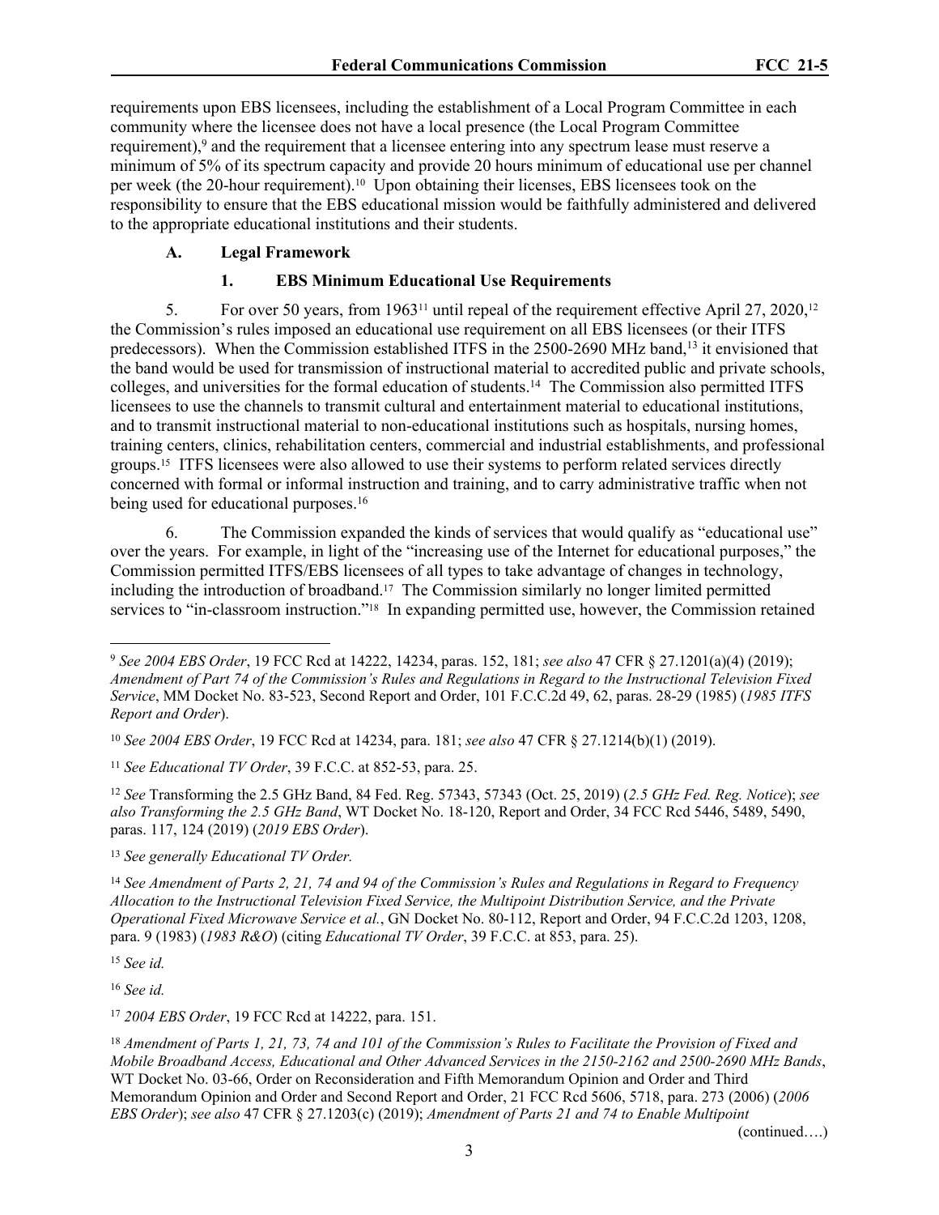requirements upon EBS licensees, including the establishment of a Local Program Committee in each community where the licensee does not have a local presence (the Local Program Committee requirement),[9] and the requirement that a licensee entering into any spectrum lease must reserve a minimum of 5% of its spectrum capacity and provide 20 hours minimum of educational use per channel per week (the 20-hour requirement).[10] Upon obtaining their licenses, EBS licensees took on the responsibility to ensure that the EBS educational mission would be faithfully administered and delivered to the appropriate educational institutions and their students.

### A. Legal Framework

#### 1. EBS Minimum Educational Use Requirements

5. For over 50 years, from 1963[11] until repeal of the requirement effective April 27, 2020,[12] the Commission's rules imposed an educational use requirement on all EBS licensees (or their ITFS predecessors). When the Commission established ITFS in the 2500-2690 MHz band,[13] it envisioned that the band would be used for transmission of instructional material to accredited public and private schools, colleges, and universities for the formal education of students.[14] The Commission also permitted ITFS licensees to use the channels to transmit cultural and entertainment material to educational institutions, and to transmit instructional material to non-educational institutions such as hospitals, nursing homes, training centers, clinics, rehabilitation centers, commercial and industrial establishments, and professional groups.[15] ITFS licensees were also allowed to use their systems to perform related services directly concerned with formal or informal instruction and training, and to carry administrative traffic when not being used for educational purposes.[16]

6. The Commission expanded the kinds of services that would qualify as "educational use" over the years. For example, in light of the "increasing use of the Internet for educational purposes," the Commission permitted ITFS/EBS licensees of all types to take advantage of changes in technology, including the introduction of broadband.[17] The Commission similarly no longer limited permitted services to "in-classroom instruction."[18] In expanding permitted use, however, the Commission retained

---

[9] *See 2004 EBS Order*, 19 FCC Rcd at 14222, 14234, paras. 152, 181; *see also* 47 CFR § 27.1201(a)(4) (2019); *Amendment of Part 74 of the Commission's Rules and Regulations in Regard to the Instructional Television Fixed Service*, MM Docket No. 83-523, Second Report and Order, 101 F.C.C.2d 49, 62, paras. 28-29 (1985) (*1985 ITFS Report and Order*).

[10] *See 2004 EBS Order*, 19 FCC Rcd at 14234, para. 181; *see also* 47 CFR § 27.1214(b)(1) (2019).

[11] *See Educational TV Order*, 39 F.C.C. at 852-53, para. 25.

[12] *See* Transforming the 2.5 GHz Band, 84 Fed. Reg. 57343, 57343 (Oct. 25, 2019) (*2.5 GHz Fed. Reg. Notice*); *see also Transforming the 2.5 GHz Band*, WT Docket No. 18-120, Report and Order, 34 FCC Rcd 5446, 5489, 5490, paras. 117, 124 (2019) (*2019 EBS Order*).

[13] *See generally Educational TV Order.*

[14] *See Amendment of Parts 2, 21, 74 and 94 of the Commission's Rules and Regulations in Regard to Frequency Allocation to the Instructional Television Fixed Service, the Multipoint Distribution Service, and the Private Operational Fixed Microwave Service et al.*, GN Docket No. 80-112, Report and Order, 94 F.C.C.2d 1203, 1208, para. 9 (1983) (*1983 R&O*) (citing *Educational TV Order*, 39 F.C.C. at 853, para. 25).

[15] *See id.*

[16] *See id.*

[17] *2004 EBS Order*, 19 FCC Rcd at 14222, para. 151.

[18] *Amendment of Parts 1, 21, 73, 74 and 101 of the Commission's Rules to Facilitate the Provision of Fixed and Mobile Broadband Access, Educational and Other Advanced Services in the 2150-2162 and 2500-2690 MHz Bands*, WT Docket No. 03-66, Order on Reconsideration and Fifth Memorandum Opinion and Order and Third Memorandum Opinion and Order and Second Report and Order, 21 FCC Rcd 5606, 5718, para. 273 (2006) (*2006 EBS Order*); *see also* 47 CFR § 27.1203(c) (2019); *Amendment of Parts 21 and 74 to Enable Multipoint*

(continued….)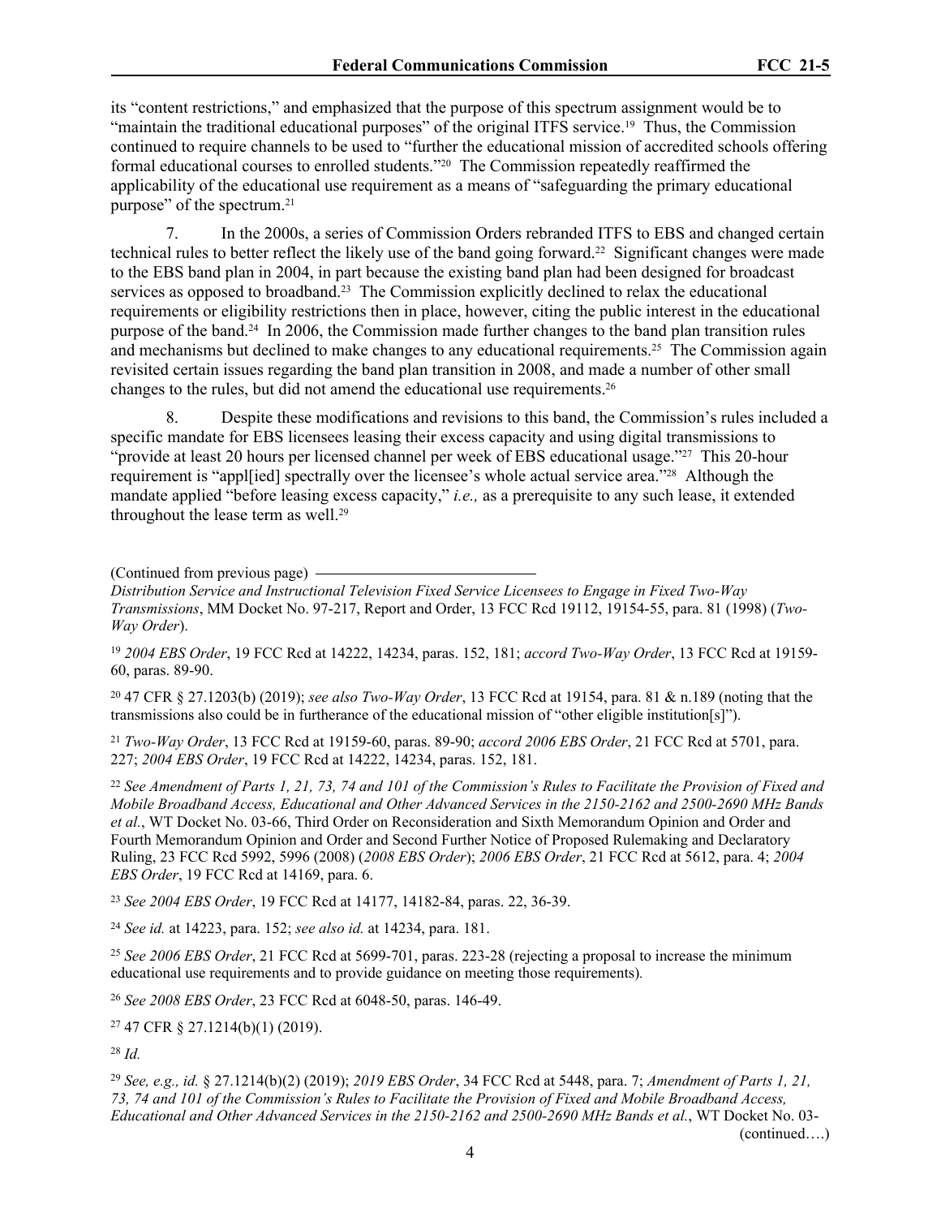its "content restrictions," and emphasized that the purpose of this spectrum assignment would be to "maintain the traditional educational purposes" of the original ITFS service.[19] Thus, the Commission continued to require channels to be used to "further the educational mission of accredited schools offering formal educational courses to enrolled students."[20] The Commission repeatedly reaffirmed the applicability of the educational use requirement as a means of "safeguarding the primary educational purpose" of the spectrum.[21]

7. In the 2000s, a series of Commission Orders rebranded ITFS to EBS and changed certain technical rules to better reflect the likely use of the band going forward.[22] Significant changes were made to the EBS band plan in 2004, in part because the existing band plan had been designed for broadcast services as opposed to broadband.[23] The Commission explicitly declined to relax the educational requirements or eligibility restrictions then in place, however, citing the public interest in the educational purpose of the band.[24] In 2006, the Commission made further changes to the band plan transition rules and mechanisms but declined to make changes to any educational requirements.[25] The Commission again revisited certain issues regarding the band plan transition in 2008, and made a number of other small changes to the rules, but did not amend the educational use requirements.[26]

8. Despite these modifications and revisions to this band, the Commission's rules included a specific mandate for EBS licensees leasing their excess capacity and using digital transmissions to "provide at least 20 hours per licensed channel per week of EBS educational usage."[27] This 20-hour requirement is "appl[ied] spectrally over the licensee's whole actual service area."[28] Although the mandate applied "before leasing excess capacity," *i.e.,* as a prerequisite to any such lease, it extended throughout the lease term as well.[29]

(Continued from previous page)
*Distribution Service and Instructional Television Fixed Service Licensees to Engage in Fixed Two-Way Transmissions*, MM Docket No. 97-217, Report and Order, 13 FCC Rcd 19112, 19154-55, para. 81 (1998) (*Two-Way Order*).

[19] *2004 EBS Order*, 19 FCC Rcd at 14222, 14234, paras. 152, 181; *accord Two-Way Order*, 13 FCC Rcd at 19159-60, paras. 89-90.

[20] 47 CFR § 27.1203(b) (2019); *see also Two-Way Order*, 13 FCC Rcd at 19154, para. 81 & n.189 (noting that the transmissions also could be in furtherance of the educational mission of "other eligible institution[s]").

[21] *Two-Way Order*, 13 FCC Rcd at 19159-60, paras. 89-90; *accord 2006 EBS Order*, 21 FCC Rcd at 5701, para. 227; *2004 EBS Order*, 19 FCC Rcd at 14222, 14234, paras. 152, 181.

[22] *See Amendment of Parts 1, 21, 73, 74 and 101 of the Commission's Rules to Facilitate the Provision of Fixed and Mobile Broadband Access, Educational and Other Advanced Services in the 2150-2162 and 2500-2690 MHz Bands et al.*, WT Docket No. 03-66, Third Order on Reconsideration and Sixth Memorandum Opinion and Order and Fourth Memorandum Opinion and Order and Second Further Notice of Proposed Rulemaking and Declaratory Ruling, 23 FCC Rcd 5992, 5996 (2008) (*2008 EBS Order*); *2006 EBS Order*, 21 FCC Rcd at 5612, para. 4; *2004 EBS Order*, 19 FCC Rcd at 14169, para. 6.

[23] *See 2004 EBS Order*, 19 FCC Rcd at 14177, 14182-84, paras. 22, 36-39.

[24] *See id.* at 14223, para. 152; *see also id.* at 14234, para. 181.

[25] *See 2006 EBS Order*, 21 FCC Rcd at 5699-701, paras. 223-28 (rejecting a proposal to increase the minimum educational use requirements and to provide guidance on meeting those requirements).

[26] *See 2008 EBS Order*, 23 FCC Rcd at 6048-50, paras. 146-49.

[27] 47 CFR § 27.1214(b)(1) (2019).

[28] *Id.*

[29] *See, e.g., id.* § 27.1214(b)(2) (2019); *2019 EBS Order*, 34 FCC Rcd at 5448, para. 7; *Amendment of Parts 1, 21, 73, 74 and 101 of the Commission's Rules to Facilitate the Provision of Fixed and Mobile Broadband Access, Educational and Other Advanced Services in the 2150-2162 and 2500-2690 MHz Bands et al.*, WT Docket No. 03-
(continued….)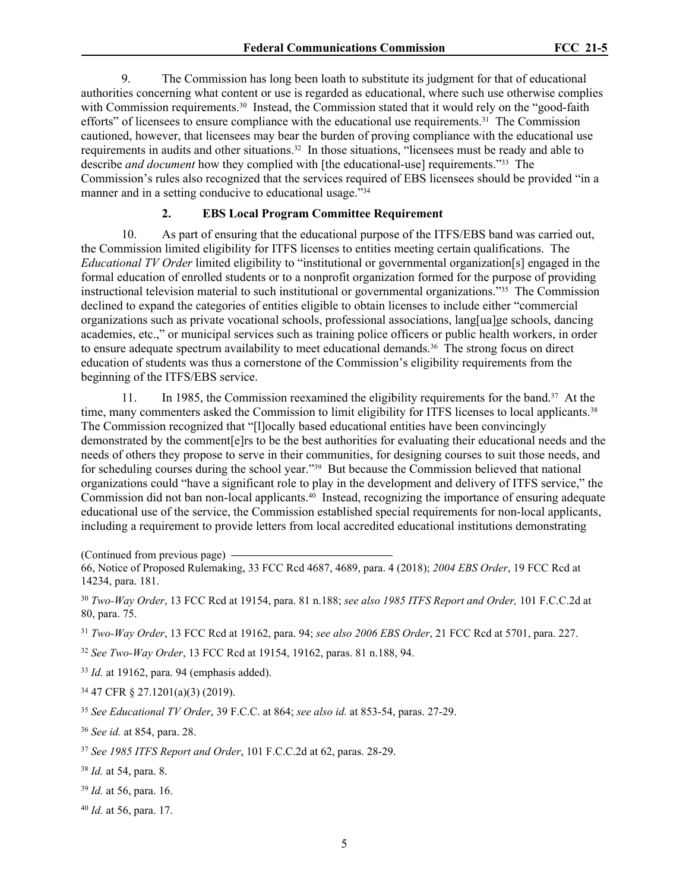9. The Commission has long been loath to substitute its judgment for that of educational authorities concerning what content or use is regarded as educational, where such use otherwise complies with Commission requirements.[30] Instead, the Commission stated that it would rely on the "good-faith efforts" of licensees to ensure compliance with the educational use requirements.[31] The Commission cautioned, however, that licensees may bear the burden of proving compliance with the educational use requirements in audits and other situations.[32] In those situations, "licensees must be ready and able to describe *and document* how they complied with [the educational-use] requirements."[33] The Commission's rules also recognized that the services required of EBS licensees should be provided "in a manner and in a setting conducive to educational usage."[34]

#### 2. EBS Local Program Committee Requirement

10. As part of ensuring that the educational purpose of the ITFS/EBS band was carried out, the Commission limited eligibility for ITFS licenses to entities meeting certain qualifications. The *Educational TV Order* limited eligibility to "institutional or governmental organization[s] engaged in the formal education of enrolled students or to a nonprofit organization formed for the purpose of providing instructional television material to such institutional or governmental organizations."[35] The Commission declined to expand the categories of entities eligible to obtain licenses to include either "commercial organizations such as private vocational schools, professional associations, lang[ua]ge schools, dancing academies, etc.," or municipal services such as training police officers or public health workers, in order to ensure adequate spectrum availability to meet educational demands.[36] The strong focus on direct education of students was thus a cornerstone of the Commission's eligibility requirements from the beginning of the ITFS/EBS service.

11. In 1985, the Commission reexamined the eligibility requirements for the band.[37] At the time, many commenters asked the Commission to limit eligibility for ITFS licenses to local applicants.[38] The Commission recognized that "[l]ocally based educational entities have been convincingly demonstrated by the comment[e]rs to be the best authorities for evaluating their educational needs and the needs of others they propose to serve in their communities, for designing courses to suit those needs, and for scheduling courses during the school year."[39] But because the Commission believed that national organizations could "have a significant role to play in the development and delivery of ITFS service," the Commission did not ban non-local applicants.[40] Instead, recognizing the importance of ensuring adequate educational use of the service, the Commission established special requirements for non-local applicants, including a requirement to provide letters from local accredited educational institutions demonstrating

(Continued from previous page)
66, Notice of Proposed Rulemaking, 33 FCC Rcd 4687, 4689, para. 4 (2018); *2004 EBS Order*, 19 FCC Rcd at 14234, para. 181.

[30] *Two-Way Order*, 13 FCC Rcd at 19154, para. 81 n.188; *see also 1985 ITFS Report and Order,* 101 F.C.C.2d at 80, para. 75.

[31] *Two-Way Order*, 13 FCC Rcd at 19162, para. 94; *see also 2006 EBS Order*, 21 FCC Rcd at 5701, para. 227.

[32] *See Two-Way Order*, 13 FCC Rcd at 19154, 19162, paras. 81 n.188, 94.

[33] *Id.* at 19162, para. 94 (emphasis added).

[34] 47 CFR § 27.1201(a)(3) (2019).

[35] *See Educational TV Order*, 39 F.C.C. at 864; *see also id.* at 853-54, paras. 27-29.

[36] *See id.* at 854, para. 28.

[37] *See 1985 ITFS Report and Order*, 101 F.C.C.2d at 62, paras. 28-29.

[38] *Id.* at 54, para. 8.

[39] *Id.* at 56, para. 16.

[40] *Id.* at 56, para. 17.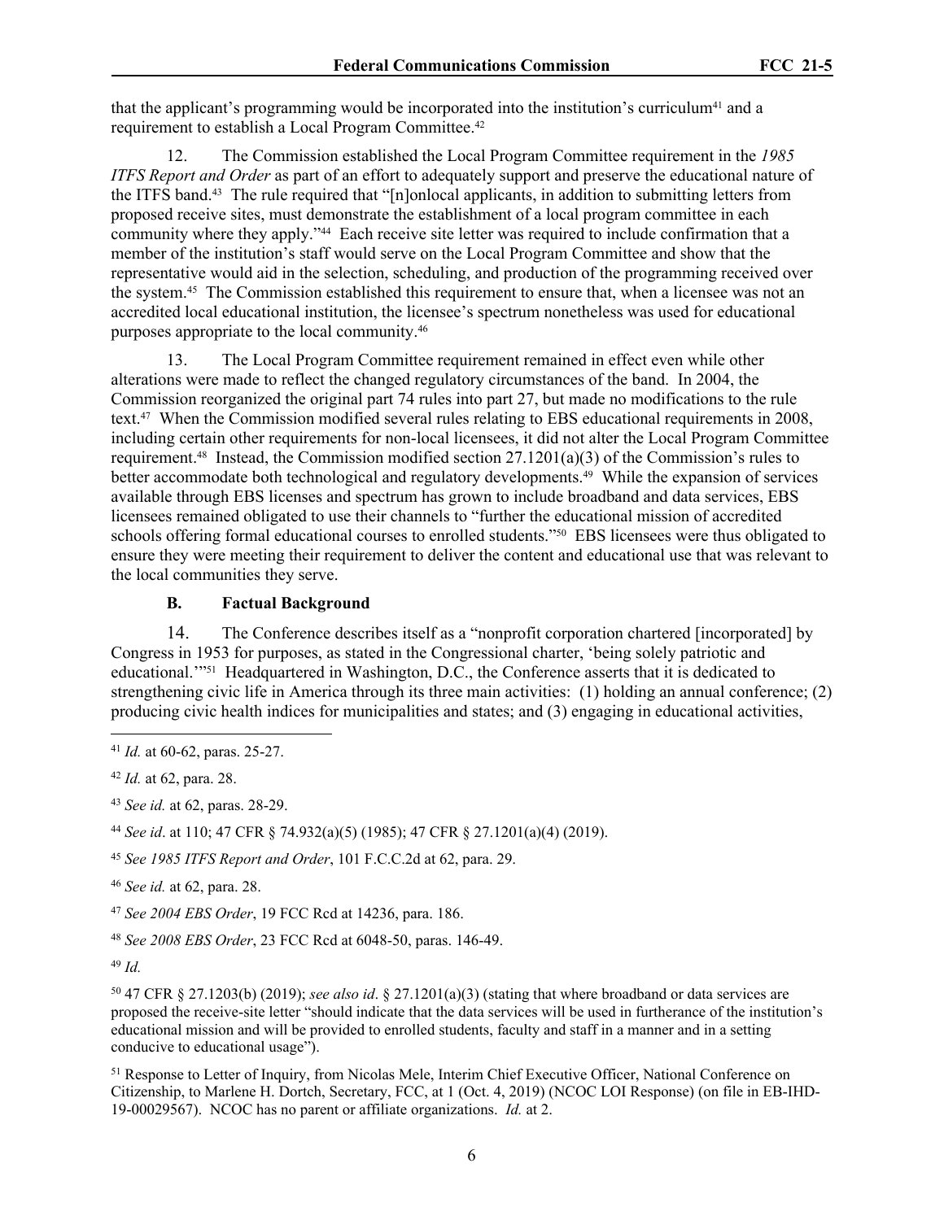that the applicant's programming would be incorporated into the institution's curriculum[41] and a requirement to establish a Local Program Committee.[42]

12. The Commission established the Local Program Committee requirement in the *1985 ITFS Report and Order* as part of an effort to adequately support and preserve the educational nature of the ITFS band.[43] The rule required that "[n]onlocal applicants, in addition to submitting letters from proposed receive sites, must demonstrate the establishment of a local program committee in each community where they apply."[44] Each receive site letter was required to include confirmation that a member of the institution's staff would serve on the Local Program Committee and show that the representative would aid in the selection, scheduling, and production of the programming received over the system.[45] The Commission established this requirement to ensure that, when a licensee was not an accredited local educational institution, the licensee's spectrum nonetheless was used for educational purposes appropriate to the local community.[46]

13. The Local Program Committee requirement remained in effect even while other alterations were made to reflect the changed regulatory circumstances of the band. In 2004, the Commission reorganized the original part 74 rules into part 27, but made no modifications to the rule text.[47] When the Commission modified several rules relating to EBS educational requirements in 2008, including certain other requirements for non-local licensees, it did not alter the Local Program Committee requirement.[48] Instead, the Commission modified section 27.1201(a)(3) of the Commission's rules to better accommodate both technological and regulatory developments.[49] While the expansion of services available through EBS licenses and spectrum has grown to include broadband and data services, EBS licensees remained obligated to use their channels to "further the educational mission of accredited schools offering formal educational courses to enrolled students."[50] EBS licensees were thus obligated to ensure they were meeting their requirement to deliver the content and educational use that was relevant to the local communities they serve.

### B. Factual Background

14. The Conference describes itself as a "nonprofit corporation chartered [incorporated] by Congress in 1953 for purposes, as stated in the Congressional charter, 'being solely patriotic and educational.'"[51] Headquartered in Washington, D.C., the Conference asserts that it is dedicated to strengthening civic life in America through its three main activities: (1) holding an annual conference; (2) producing civic health indices for municipalities and states; and (3) engaging in educational activities,

---

[41] *Id.* at 60-62, paras. 25-27.

[42] *Id.* at 62, para. 28.

[43] *See id.* at 62, paras. 28-29.

[44] *See id*. at 110; 47 CFR § 74.932(a)(5) (1985); 47 CFR § 27.1201(a)(4) (2019).

[45] *See 1985 ITFS Report and Order*, 101 F.C.C.2d at 62, para. 29.

[46] *See id.* at 62, para. 28.

[47] *See 2004 EBS Order*, 19 FCC Rcd at 14236, para. 186.

[48] *See 2008 EBS Order*, 23 FCC Rcd at 6048-50, paras. 146-49.

[49] *Id.*

[50] 47 CFR § 27.1203(b) (2019); *see also id*. § 27.1201(a)(3) (stating that where broadband or data services are proposed the receive-site letter "should indicate that the data services will be used in furtherance of the institution's educational mission and will be provided to enrolled students, faculty and staff in a manner and in a setting conducive to educational usage").

[51] Response to Letter of Inquiry, from Nicolas Mele, Interim Chief Executive Officer, National Conference on Citizenship, to Marlene H. Dortch, Secretary, FCC, at 1 (Oct. 4, 2019) (NCOC LOI Response) (on file in EB-IHD-19-00029567). NCOC has no parent or affiliate organizations. *Id.* at 2.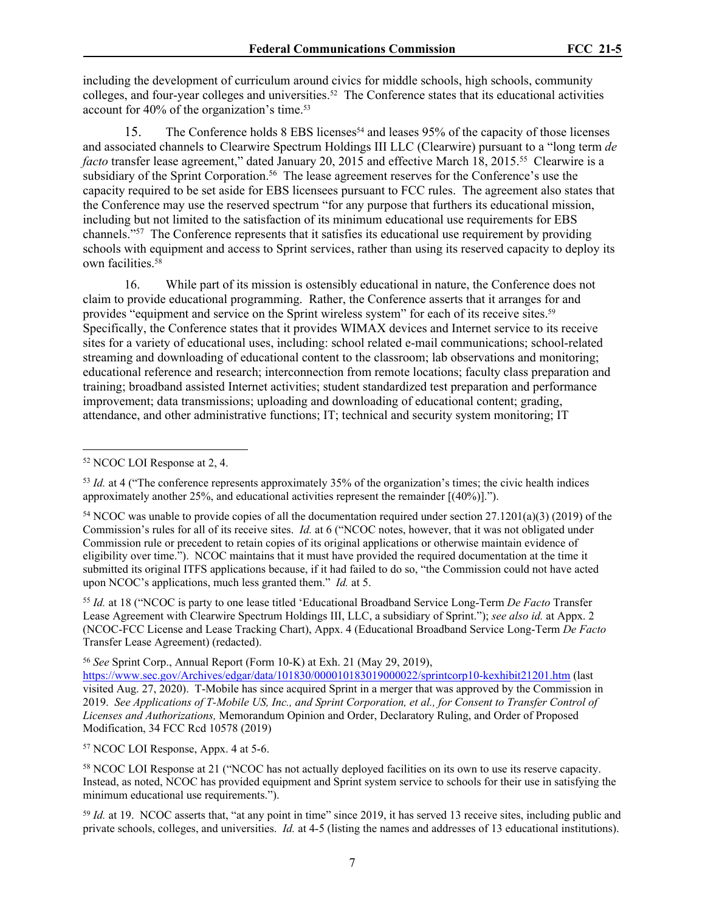including the development of curriculum around civics for middle schools, high schools, community colleges, and four-year colleges and universities.[52] The Conference states that its educational activities account for 40% of the organization's time.[53]

15. The Conference holds 8 EBS licenses[54] and leases 95% of the capacity of those licenses and associated channels to Clearwire Spectrum Holdings III LLC (Clearwire) pursuant to a "long term *de facto* transfer lease agreement," dated January 20, 2015 and effective March 18, 2015.[55] Clearwire is a subsidiary of the Sprint Corporation.[56] The lease agreement reserves for the Conference's use the capacity required to be set aside for EBS licensees pursuant to FCC rules. The agreement also states that the Conference may use the reserved spectrum "for any purpose that furthers its educational mission, including but not limited to the satisfaction of its minimum educational use requirements for EBS channels."[57] The Conference represents that it satisfies its educational use requirement by providing schools with equipment and access to Sprint services, rather than using its reserved capacity to deploy its own facilities.[58]

16. While part of its mission is ostensibly educational in nature, the Conference does not claim to provide educational programming. Rather, the Conference asserts that it arranges for and provides "equipment and service on the Sprint wireless system" for each of its receive sites.[59] Specifically, the Conference states that it provides WIMAX devices and Internet service to its receive sites for a variety of educational uses, including: school related e-mail communications; school-related streaming and downloading of educational content to the classroom; lab observations and monitoring; educational reference and research; interconnection from remote locations; faculty class preparation and training; broadband assisted Internet activities; student standardized test preparation and performance improvement; data transmissions; uploading and downloading of educational content; grading, attendance, and other administrative functions; IT; technical and security system monitoring; IT

---

[52] NCOC LOI Response at 2, 4.

[53] *Id.* at 4 ("The conference represents approximately 35% of the organization's times; the civic health indices approximately another 25%, and educational activities represent the remainder [(40%)].").

[54] NCOC was unable to provide copies of all the documentation required under section 27.1201(a)(3) (2019) of the Commission's rules for all of its receive sites. *Id.* at 6 ("NCOC notes, however, that it was not obligated under Commission rule or precedent to retain copies of its original applications or otherwise maintain evidence of eligibility over time."). NCOC maintains that it must have provided the required documentation at the time it submitted its original ITFS applications because, if it had failed to do so, "the Commission could not have acted upon NCOC's applications, much less granted them." *Id.* at 5.

[55] *Id.* at 18 ("NCOC is party to one lease titled 'Educational Broadband Service Long-Term *De Facto* Transfer Lease Agreement with Clearwire Spectrum Holdings III, LLC, a subsidiary of Sprint."); *see also id.* at Appx. 2 (NCOC-FCC License and Lease Tracking Chart), Appx. 4 (Educational Broadband Service Long-Term *De Facto* Transfer Lease Agreement) (redacted).

[56] *See* Sprint Corp., Annual Report (Form 10-K) at Exh. 21 (May 29, 2019), https://www.sec.gov/Archives/edgar/data/101830/000010183019000022/sprintcorp10-kexhibit21201.htm (last visited Aug. 27, 2020). T-Mobile has since acquired Sprint in a merger that was approved by the Commission in 2019. *See Applications of T-Mobile US, Inc., and Sprint Corporation, et al., for Consent to Transfer Control of Licenses and Authorizations,* Memorandum Opinion and Order, Declaratory Ruling, and Order of Proposed Modification, 34 FCC Rcd 10578 (2019)

[57] NCOC LOI Response, Appx. 4 at 5-6.

[58] NCOC LOI Response at 21 ("NCOC has not actually deployed facilities on its own to use its reserve capacity. Instead, as noted, NCOC has provided equipment and Sprint system service to schools for their use in satisfying the minimum educational use requirements.").

[59] *Id.* at 19. NCOC asserts that, "at any point in time" since 2019, it has served 13 receive sites, including public and private schools, colleges, and universities. *Id.* at 4-5 (listing the names and addresses of 13 educational institutions).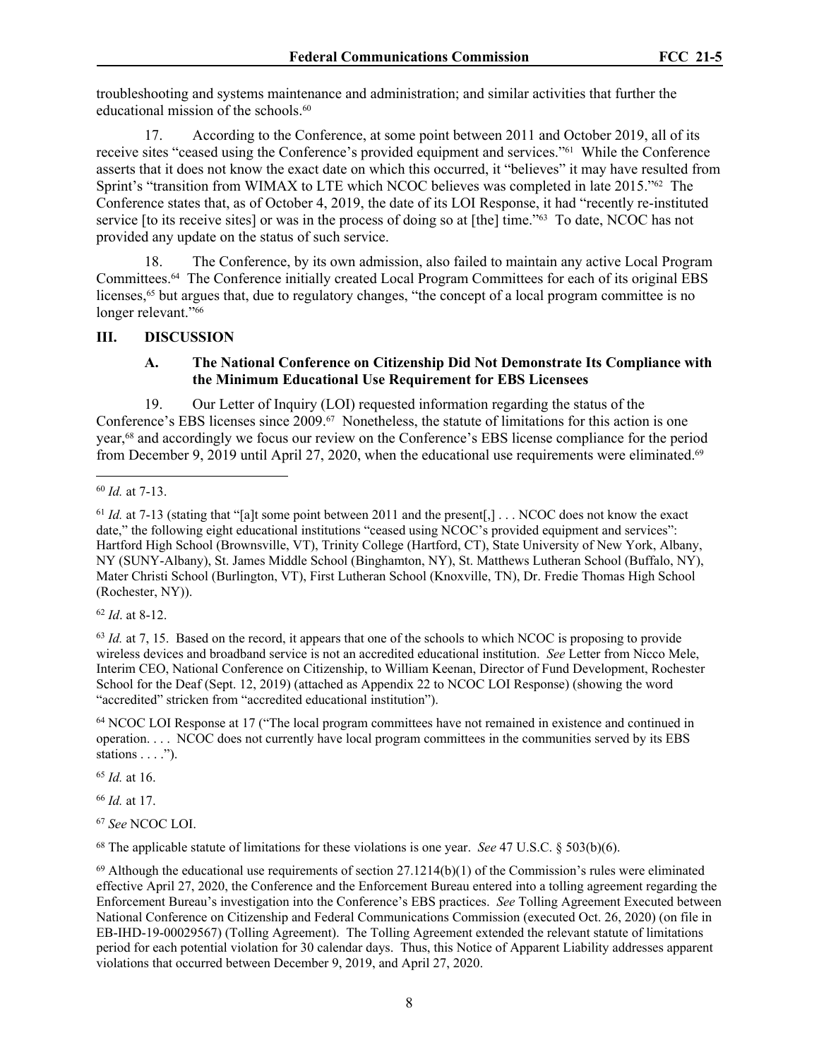troubleshooting and systems maintenance and administration; and similar activities that further the educational mission of the schools.[60]

17. According to the Conference, at some point between 2011 and October 2019, all of its receive sites "ceased using the Conference's provided equipment and services."[61] While the Conference asserts that it does not know the exact date on which this occurred, it "believes" it may have resulted from Sprint's "transition from WIMAX to LTE which NCOC believes was completed in late 2015."[62] The Conference states that, as of October 4, 2019, the date of its LOI Response, it had "recently re-instituted service [to its receive sites] or was in the process of doing so at [the] time."[63] To date, NCOC has not provided any update on the status of such service.

18. The Conference, by its own admission, also failed to maintain any active Local Program Committees.[64] The Conference initially created Local Program Committees for each of its original EBS licenses,[65] but argues that, due to regulatory changes, "the concept of a local program committee is no longer relevant."[66]

## III. DISCUSSION

### A. The National Conference on Citizenship Did Not Demonstrate Its Compliance with the Minimum Educational Use Requirement for EBS Licensees

19. Our Letter of Inquiry (LOI) requested information regarding the status of the Conference's EBS licenses since 2009.[67] Nonetheless, the statute of limitations for this action is one year,[68] and accordingly we focus our review on the Conference's EBS license compliance for the period from December 9, 2019 until April 27, 2020, when the educational use requirements were eliminated.[69]

---

[60] *Id.* at 7-13.

[61] *Id.* at 7-13 (stating that "[a]t some point between 2011 and the present[,] . . . NCOC does not know the exact date," the following eight educational institutions "ceased using NCOC's provided equipment and services": Hartford High School (Brownsville, VT), Trinity College (Hartford, CT), State University of New York, Albany, NY (SUNY-Albany), St. James Middle School (Binghamton, NY), St. Matthews Lutheran School (Buffalo, NY), Mater Christi School (Burlington, VT), First Lutheran School (Knoxville, TN), Dr. Fredie Thomas High School (Rochester, NY)).

[62] *Id*. at 8-12.

[63] *Id.* at 7, 15. Based on the record, it appears that one of the schools to which NCOC is proposing to provide wireless devices and broadband service is not an accredited educational institution. *See* Letter from Nicco Mele, Interim CEO, National Conference on Citizenship, to William Keenan, Director of Fund Development, Rochester School for the Deaf (Sept. 12, 2019) (attached as Appendix 22 to NCOC LOI Response) (showing the word "accredited" stricken from "accredited educational institution").

[64] NCOC LOI Response at 17 ("The local program committees have not remained in existence and continued in operation. . . . NCOC does not currently have local program committees in the communities served by its EBS stations . . . .").

[65] *Id.* at 16.

[66] *Id.* at 17.

[67] *See* NCOC LOI.

[68] The applicable statute of limitations for these violations is one year. *See* 47 U.S.C. § 503(b)(6).

[69] Although the educational use requirements of section 27.1214(b)(1) of the Commission's rules were eliminated effective April 27, 2020, the Conference and the Enforcement Bureau entered into a tolling agreement regarding the Enforcement Bureau's investigation into the Conference's EBS practices. *See* Tolling Agreement Executed between National Conference on Citizenship and Federal Communications Commission (executed Oct. 26, 2020) (on file in EB-IHD-19-00029567) (Tolling Agreement). The Tolling Agreement extended the relevant statute of limitations period for each potential violation for 30 calendar days. Thus, this Notice of Apparent Liability addresses apparent violations that occurred between December 9, 2019, and April 27, 2020.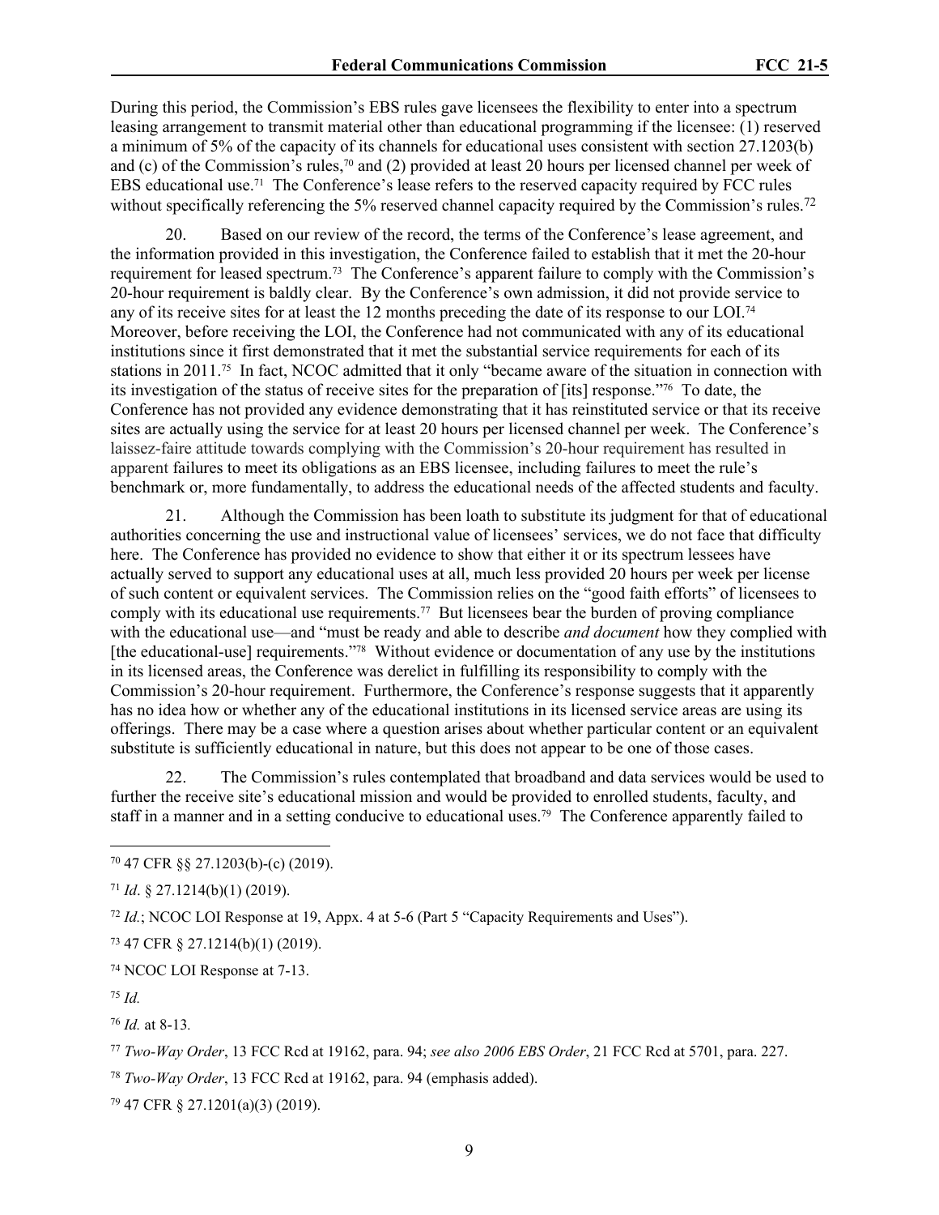During this period, the Commission's EBS rules gave licensees the flexibility to enter into a spectrum leasing arrangement to transmit material other than educational programming if the licensee: (1) reserved a minimum of 5% of the capacity of its channels for educational uses consistent with section 27.1203(b) and (c) of the Commission's rules,[70] and (2) provided at least 20 hours per licensed channel per week of EBS educational use.[71] The Conference's lease refers to the reserved capacity required by FCC rules without specifically referencing the 5% reserved channel capacity required by the Commission's rules.[72]

20. Based on our review of the record, the terms of the Conference's lease agreement, and the information provided in this investigation, the Conference failed to establish that it met the 20-hour requirement for leased spectrum.[73] The Conference's apparent failure to comply with the Commission's 20-hour requirement is baldly clear. By the Conference's own admission, it did not provide service to any of its receive sites for at least the 12 months preceding the date of its response to our LOI.[74] Moreover, before receiving the LOI, the Conference had not communicated with any of its educational institutions since it first demonstrated that it met the substantial service requirements for each of its stations in 2011.[75] In fact, NCOC admitted that it only "became aware of the situation in connection with its investigation of the status of receive sites for the preparation of [its] response."[76] To date, the Conference has not provided any evidence demonstrating that it has reinstituted service or that its receive sites are actually using the service for at least 20 hours per licensed channel per week. The Conference's laissez-faire attitude towards complying with the Commission's 20-hour requirement has resulted in apparent failures to meet its obligations as an EBS licensee, including failures to meet the rule's benchmark or, more fundamentally, to address the educational needs of the affected students and faculty.

21. Although the Commission has been loath to substitute its judgment for that of educational authorities concerning the use and instructional value of licensees' services, we do not face that difficulty here. The Conference has provided no evidence to show that either it or its spectrum lessees have actually served to support any educational uses at all, much less provided 20 hours per week per license of such content or equivalent services. The Commission relies on the "good faith efforts" of licensees to comply with its educational use requirements.[77] But licensees bear the burden of proving compliance with the educational use—and "must be ready and able to describe *and document* how they complied with [the educational-use] requirements."[78] Without evidence or documentation of any use by the institutions in its licensed areas, the Conference was derelict in fulfilling its responsibility to comply with the Commission's 20-hour requirement. Furthermore, the Conference's response suggests that it apparently has no idea how or whether any of the educational institutions in its licensed service areas are using its offerings. There may be a case where a question arises about whether particular content or an equivalent substitute is sufficiently educational in nature, but this does not appear to be one of those cases.

22. The Commission's rules contemplated that broadband and data services would be used to further the receive site's educational mission and would be provided to enrolled students, faculty, and staff in a manner and in a setting conducive to educational uses.[79] The Conference apparently failed to

---

[70] 47 CFR §§ 27.1203(b)-(c) (2019).

[71] *Id*. § 27.1214(b)(1) (2019).

[72] *Id.*; NCOC LOI Response at 19, Appx. 4 at 5-6 (Part 5 "Capacity Requirements and Uses").

[73] 47 CFR § 27.1214(b)(1) (2019).

[74] NCOC LOI Response at 7-13.

[75] *Id.*

[76] *Id.* at 8-13.

[77] *Two-Way Order*, 13 FCC Rcd at 19162, para. 94; *see also 2006 EBS Order*, 21 FCC Rcd at 5701, para. 227.

[78] *Two-Way Order*, 13 FCC Rcd at 19162, para. 94 (emphasis added).

[79] 47 CFR § 27.1201(a)(3) (2019).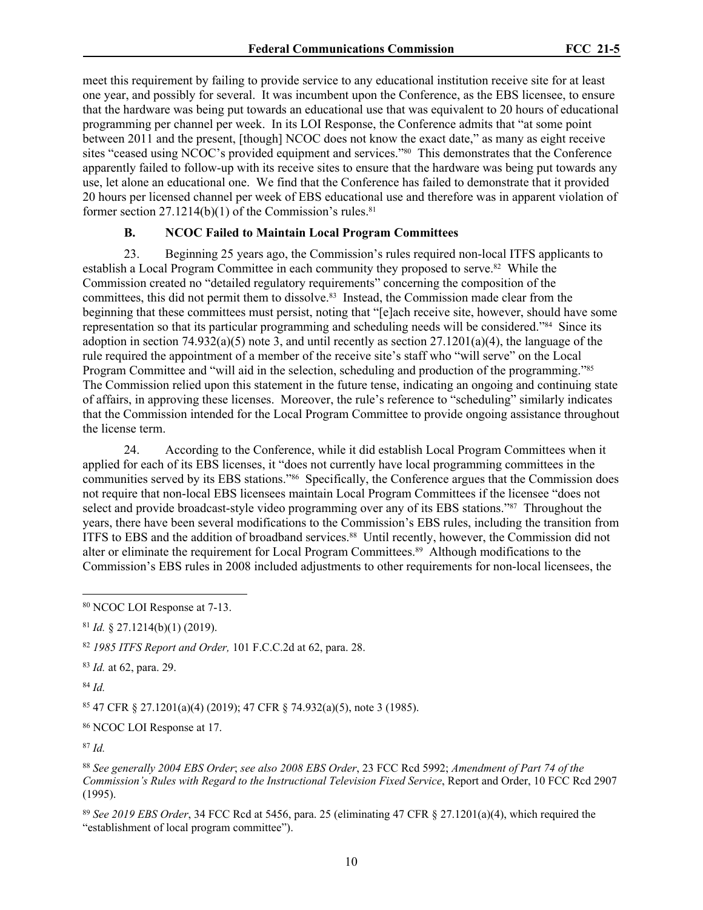meet this requirement by failing to provide service to any educational institution receive site for at least one year, and possibly for several. It was incumbent upon the Conference, as the EBS licensee, to ensure that the hardware was being put towards an educational use that was equivalent to 20 hours of educational programming per channel per week. In its LOI Response, the Conference admits that "at some point between 2011 and the present, [though] NCOC does not know the exact date," as many as eight receive sites "ceased using NCOC's provided equipment and services."[80] This demonstrates that the Conference apparently failed to follow-up with its receive sites to ensure that the hardware was being put towards any use, let alone an educational one. We find that the Conference has failed to demonstrate that it provided 20 hours per licensed channel per week of EBS educational use and therefore was in apparent violation of former section 27.1214(b)(1) of the Commission's rules.[81]

### B. NCOC Failed to Maintain Local Program Committees

23. Beginning 25 years ago, the Commission's rules required non-local ITFS applicants to establish a Local Program Committee in each community they proposed to serve.[82] While the Commission created no "detailed regulatory requirements" concerning the composition of the committees, this did not permit them to dissolve.[83] Instead, the Commission made clear from the beginning that these committees must persist, noting that "[e]ach receive site, however, should have some representation so that its particular programming and scheduling needs will be considered."[84] Since its adoption in section 74.932(a)(5) note 3, and until recently as section 27.1201(a)(4), the language of the rule required the appointment of a member of the receive site's staff who "will serve" on the Local Program Committee and "will aid in the selection, scheduling and production of the programming."[85] The Commission relied upon this statement in the future tense, indicating an ongoing and continuing state of affairs, in approving these licenses. Moreover, the rule's reference to "scheduling" similarly indicates that the Commission intended for the Local Program Committee to provide ongoing assistance throughout the license term.

24. According to the Conference, while it did establish Local Program Committees when it applied for each of its EBS licenses, it "does not currently have local programming committees in the communities served by its EBS stations."[86] Specifically, the Conference argues that the Commission does not require that non-local EBS licensees maintain Local Program Committees if the licensee "does not select and provide broadcast-style video programming over any of its EBS stations."[87] Throughout the years, there have been several modifications to the Commission's EBS rules, including the transition from ITFS to EBS and the addition of broadband services.[88] Until recently, however, the Commission did not alter or eliminate the requirement for Local Program Committees.[89] Although modifications to the Commission's EBS rules in 2008 included adjustments to other requirements for non-local licensees, the

---

[80] NCOC LOI Response at 7-13.

[81] *Id.* § 27.1214(b)(1) (2019).

[82] *1985 ITFS Report and Order,* 101 F.C.C.2d at 62, para. 28.

[83] *Id.* at 62, para. 29.

[84] *Id.*

[85] 47 CFR § 27.1201(a)(4) (2019); 47 CFR § 74.932(a)(5), note 3 (1985).

[86] NCOC LOI Response at 17.

[87] *Id.*

[88] *See generally 2004 EBS Order*; *see also 2008 EBS Order*, 23 FCC Rcd 5992; *Amendment of Part 74 of the Commission's Rules with Regard to the Instructional Television Fixed Service*, Report and Order, 10 FCC Rcd 2907 (1995).

[89] *See 2019 EBS Order*, 34 FCC Rcd at 5456, para. 25 (eliminating 47 CFR § 27.1201(a)(4), which required the "establishment of local program committee").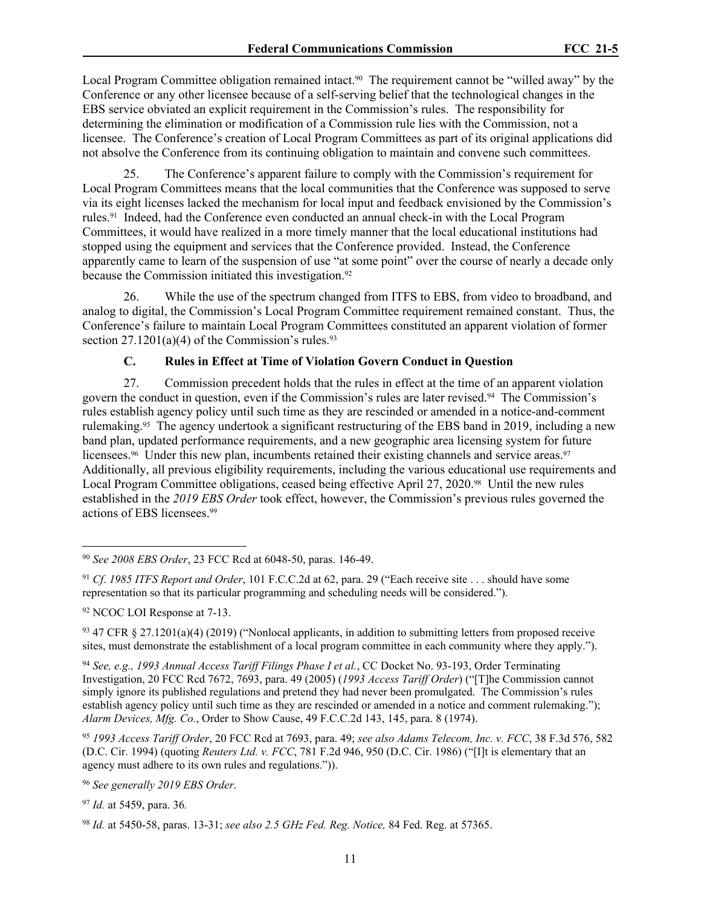Local Program Committee obligation remained intact.[90] The requirement cannot be "willed away" by the Conference or any other licensee because of a self-serving belief that the technological changes in the EBS service obviated an explicit requirement in the Commission's rules. The responsibility for determining the elimination or modification of a Commission rule lies with the Commission, not a licensee. The Conference's creation of Local Program Committees as part of its original applications did not absolve the Conference from its continuing obligation to maintain and convene such committees.

25. The Conference's apparent failure to comply with the Commission's requirement for Local Program Committees means that the local communities that the Conference was supposed to serve via its eight licenses lacked the mechanism for local input and feedback envisioned by the Commission's rules.[91] Indeed, had the Conference even conducted an annual check-in with the Local Program Committees, it would have realized in a more timely manner that the local educational institutions had stopped using the equipment and services that the Conference provided. Instead, the Conference apparently came to learn of the suspension of use "at some point" over the course of nearly a decade only because the Commission initiated this investigation.[92]

26. While the use of the spectrum changed from ITFS to EBS, from video to broadband, and analog to digital, the Commission's Local Program Committee requirement remained constant. Thus, the Conference's failure to maintain Local Program Committees constituted an apparent violation of former section 27.1201(a)(4) of the Commission's rules.[93]

### C. Rules in Effect at Time of Violation Govern Conduct in Question

27. Commission precedent holds that the rules in effect at the time of an apparent violation govern the conduct in question, even if the Commission's rules are later revised.[94] The Commission's rules establish agency policy until such time as they are rescinded or amended in a notice-and-comment rulemaking.[95] The agency undertook a significant restructuring of the EBS band in 2019, including a new band plan, updated performance requirements, and a new geographic area licensing system for future licensees.[96] Under this new plan, incumbents retained their existing channels and service areas.[97] Additionally, all previous eligibility requirements, including the various educational use requirements and Local Program Committee obligations, ceased being effective April 27, 2020.[98] Until the new rules established in the *2019 EBS Order* took effect, however, the Commission's previous rules governed the actions of EBS licensees.[99]

---

[90] *See 2008 EBS Order*, 23 FCC Rcd at 6048-50, paras. 146-49.

[91] *Cf. 1985 ITFS Report and Order*, 101 F.C.C.2d at 62, para. 29 ("Each receive site . . . should have some representation so that its particular programming and scheduling needs will be considered.").

[92] NCOC LOI Response at 7-13.

[93] 47 CFR § 27.1201(a)(4) (2019) ("Nonlocal applicants, in addition to submitting letters from proposed receive sites, must demonstrate the establishment of a local program committee in each community where they apply.").

[94] *See, e.g., 1993 Annual Access Tariff Filings Phase I et al.*, CC Docket No. 93-193, Order Terminating Investigation, 20 FCC Rcd 7672, 7693, para. 49 (2005) (*1993 Access Tariff Order*) ("[T]he Commission cannot simply ignore its published regulations and pretend they had never been promulgated. The Commission's rules establish agency policy until such time as they are rescinded or amended in a notice and comment rulemaking."); *Alarm Devices, Mfg. Co.*, Order to Show Cause, 49 F.C.C.2d 143, 145, para. 8 (1974).

[95] *1993 Access Tariff Order*, 20 FCC Rcd at 7693, para. 49; *see also Adams Telecom, Inc. v. FCC*, 38 F.3d 576, 582 (D.C. Cir. 1994) (quoting *Reuters Ltd. v. FCC*, 781 F.2d 946, 950 (D.C. Cir. 1986) ("[I]t is elementary that an agency must adhere to its own rules and regulations.")).

[96] *See generally 2019 EBS Order*.

[97] *Id.* at 5459, para. 36.

[98] *Id.* at 5450-58, paras. 13-31; *see also 2.5 GHz Fed. Reg. Notice,* 84 Fed. Reg. at 57365.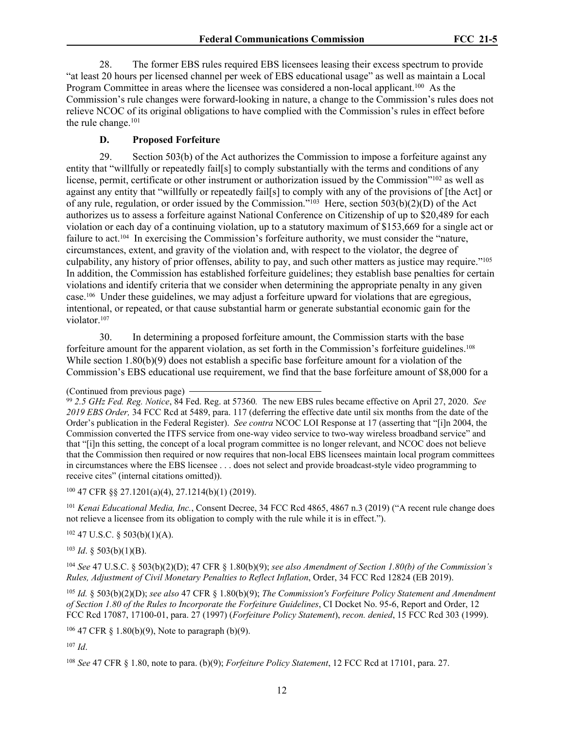28. The former EBS rules required EBS licensees leasing their excess spectrum to provide "at least 20 hours per licensed channel per week of EBS educational usage" as well as maintain a Local Program Committee in areas where the licensee was considered a non-local applicant.[100] As the Commission's rule changes were forward-looking in nature, a change to the Commission's rules does not relieve NCOC of its original obligations to have complied with the Commission's rules in effect before the rule change.[101]

### D. Proposed Forfeiture

29. Section 503(b) of the Act authorizes the Commission to impose a forfeiture against any entity that "willfully or repeatedly fail[s] to comply substantially with the terms and conditions of any license, permit, certificate or other instrument or authorization issued by the Commission"[102] as well as against any entity that "willfully or repeatedly fail[s] to comply with any of the provisions of [the Act] or of any rule, regulation, or order issued by the Commission."[103] Here, section 503(b)(2)(D) of the Act authorizes us to assess a forfeiture against National Conference on Citizenship of up to $20,489 for each violation or each day of a continuing violation, up to a statutory maximum of $153,669 for a single act or failure to act.[104] In exercising the Commission's forfeiture authority, we must consider the "nature, circumstances, extent, and gravity of the violation and, with respect to the violator, the degree of culpability, any history of prior offenses, ability to pay, and such other matters as justice may require."[105] In addition, the Commission has established forfeiture guidelines; they establish base penalties for certain violations and identify criteria that we consider when determining the appropriate penalty in any given case.[106] Under these guidelines, we may adjust a forfeiture upward for violations that are egregious, intentional, or repeated, or that cause substantial harm or generate substantial economic gain for the violator.[107]

30. In determining a proposed forfeiture amount, the Commission starts with the base forfeiture amount for the apparent violation, as set forth in the Commission's forfeiture guidelines.[108] While section 1.80(b)(9) does not establish a specific base forfeiture amount for a violation of the Commission's EBS educational use requirement, we find that the base forfeiture amount of $8,000 for a

---

(Continued from previous page)

[99] *2.5 GHz Fed. Reg. Notice*, 84 Fed. Reg. at 57360*.* The new EBS rules became effective on April 27, 2020. *See 2019 EBS Order,* 34 FCC Rcd at 5489, para. 117 (deferring the effective date until six months from the date of the Order's publication in the Federal Register). *See contra* NCOC LOI Response at 17 (asserting that "[i]n 2004, the Commission converted the ITFS service from one-way video service to two-way wireless broadband service" and that "[i]n this setting, the concept of a local program committee is no longer relevant, and NCOC does not believe that the Commission then required or now requires that non-local EBS licensees maintain local program committees in circumstances where the EBS licensee . . . does not select and provide broadcast-style video programming to receive cites" (internal citations omitted)).

[100] 47 CFR §§ 27.1201(a)(4), 27.1214(b)(1) (2019).

[101] *Kenai Educational Media, Inc.*, Consent Decree, 34 FCC Rcd 4865, 4867 n.3 (2019) ("A recent rule change does not relieve a licensee from its obligation to comply with the rule while it is in effect.").

[102] 47 U.S.C. § 503(b)(1)(A).

[103] *Id*. § 503(b)(1)(B).

[104] *See* 47 U.S.C. § 503(b)(2)(D); 47 CFR § 1.80(b)(9); *see also Amendment of Section 1.80(b) of the Commission's Rules, Adjustment of Civil Monetary Penalties to Reflect Inflation*, Order, 34 FCC Rcd 12824 (EB 2019).

[105] *Id.* § 503(b)(2)(D); *see also* 47 CFR § 1.80(b)(9); *The Commission's Forfeiture Policy Statement and Amendment of Section 1.80 of the Rules to Incorporate the Forfeiture Guidelines*, CI Docket No. 95-6, Report and Order, 12 FCC Rcd 17087, 17100-01, para. 27 (1997) (*Forfeiture Policy Statement*), *recon. denied*, 15 FCC Rcd 303 (1999).

[106] 47 CFR § 1.80(b)(9), Note to paragraph (b)(9).

[107] *Id*.

[108] *See* 47 CFR § 1.80, note to para. (b)(9); *Forfeiture Policy Statement*, 12 FCC Rcd at 17101, para. 27.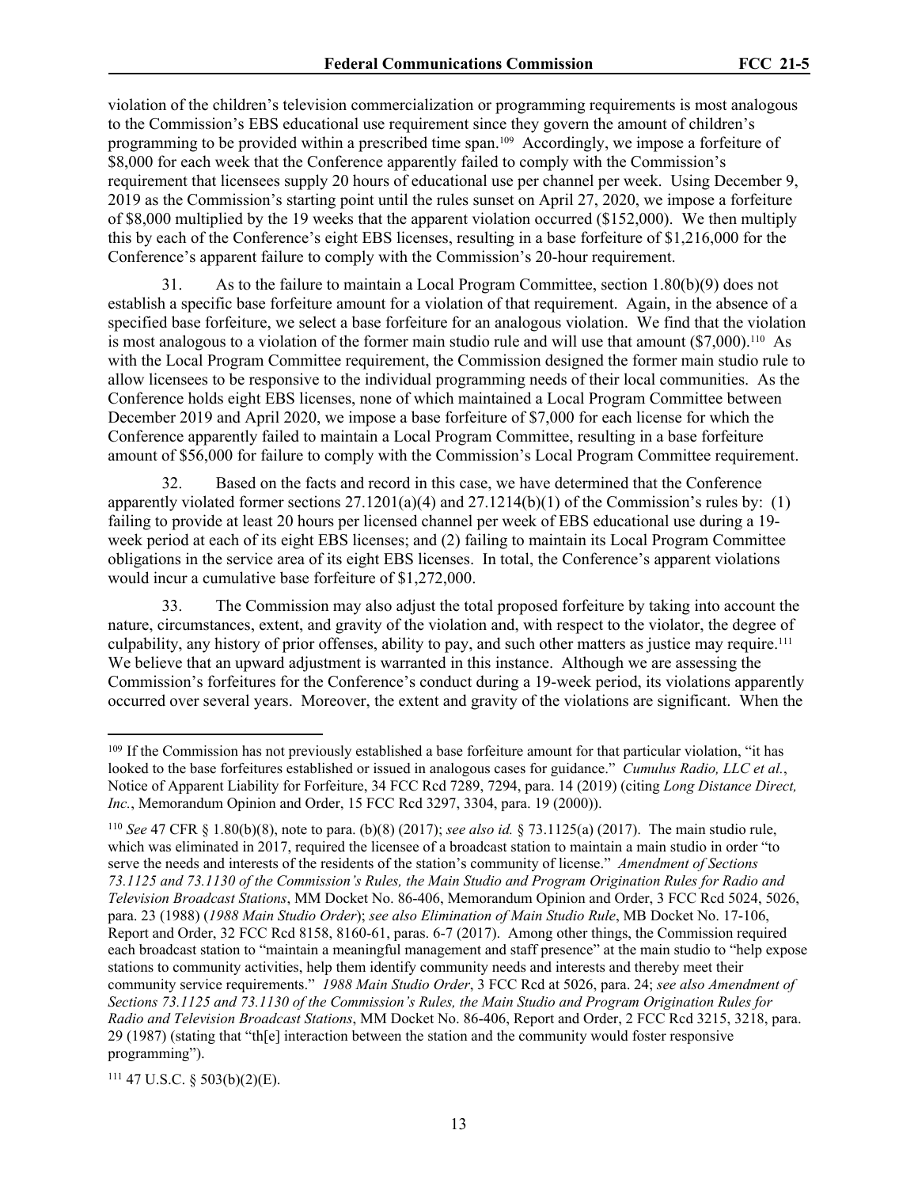violation of the children's television commercialization or programming requirements is most analogous to the Commission's EBS educational use requirement since they govern the amount of children's programming to be provided within a prescribed time span.[109] Accordingly, we impose a forfeiture of $8,000 for each week that the Conference apparently failed to comply with the Commission's requirement that licensees supply 20 hours of educational use per channel per week. Using December 9, 2019 as the Commission's starting point until the rules sunset on April 27, 2020, we impose a forfeiture of $8,000 multiplied by the 19 weeks that the apparent violation occurred ($152,000). We then multiply this by each of the Conference's eight EBS licenses, resulting in a base forfeiture of $1,216,000 for the Conference's apparent failure to comply with the Commission's 20-hour requirement.

31. As to the failure to maintain a Local Program Committee, section 1.80(b)(9) does not establish a specific base forfeiture amount for a violation of that requirement. Again, in the absence of a specified base forfeiture, we select a base forfeiture for an analogous violation. We find that the violation is most analogous to a violation of the former main studio rule and will use that amount ($7,000).[110] As with the Local Program Committee requirement, the Commission designed the former main studio rule to allow licensees to be responsive to the individual programming needs of their local communities. As the Conference holds eight EBS licenses, none of which maintained a Local Program Committee between December 2019 and April 2020, we impose a base forfeiture of $7,000 for each license for which the Conference apparently failed to maintain a Local Program Committee, resulting in a base forfeiture amount of $56,000 for failure to comply with the Commission's Local Program Committee requirement.

32. Based on the facts and record in this case, we have determined that the Conference apparently violated former sections 27.1201(a)(4) and 27.1214(b)(1) of the Commission's rules by: (1) failing to provide at least 20 hours per licensed channel per week of EBS educational use during a 19-week period at each of its eight EBS licenses; and (2) failing to maintain its Local Program Committee obligations in the service area of its eight EBS licenses. In total, the Conference's apparent violations would incur a cumulative base forfeiture of $1,272,000.

33. The Commission may also adjust the total proposed forfeiture by taking into account the nature, circumstances, extent, and gravity of the violation and, with respect to the violator, the degree of culpability, any history of prior offenses, ability to pay, and such other matters as justice may require.[111] We believe that an upward adjustment is warranted in this instance. Although we are assessing the Commission's forfeitures for the Conference's conduct during a 19-week period, its violations apparently occurred over several years. Moreover, the extent and gravity of the violations are significant. When the

---

[109] If the Commission has not previously established a base forfeiture amount for that particular violation, "it has looked to the base forfeitures established or issued in analogous cases for guidance." *Cumulus Radio, LLC et al.*, Notice of Apparent Liability for Forfeiture, 34 FCC Rcd 7289, 7294, para. 14 (2019) (citing *Long Distance Direct, Inc.*, Memorandum Opinion and Order, 15 FCC Rcd 3297, 3304, para. 19 (2000)).

[110] *See* 47 CFR § 1.80(b)(8), note to para. (b)(8) (2017); *see also id.* § 73.1125(a) (2017). The main studio rule, which was eliminated in 2017, required the licensee of a broadcast station to maintain a main studio in order "to serve the needs and interests of the residents of the station's community of license." *Amendment of Sections 73.1125 and 73.1130 of the Commission's Rules, the Main Studio and Program Origination Rules for Radio and Television Broadcast Stations*, MM Docket No. 86-406, Memorandum Opinion and Order, 3 FCC Rcd 5024, 5026, para. 23 (1988) (*1988 Main Studio Order*); *see also Elimination of Main Studio Rule*, MB Docket No. 17-106, Report and Order, 32 FCC Rcd 8158, 8160-61, paras. 6-7 (2017). Among other things, the Commission required each broadcast station to "maintain a meaningful management and staff presence" at the main studio to "help expose stations to community activities, help them identify community needs and interests and thereby meet their community service requirements." *1988 Main Studio Order*, 3 FCC Rcd at 5026, para. 24; *see also Amendment of Sections 73.1125 and 73.1130 of the Commission's Rules, the Main Studio and Program Origination Rules for Radio and Television Broadcast Stations*, MM Docket No. 86-406, Report and Order, 2 FCC Rcd 3215, 3218, para. 29 (1987) (stating that "th[e] interaction between the station and the community would foster responsive programming").

[111] 47 U.S.C. § 503(b)(2)(E).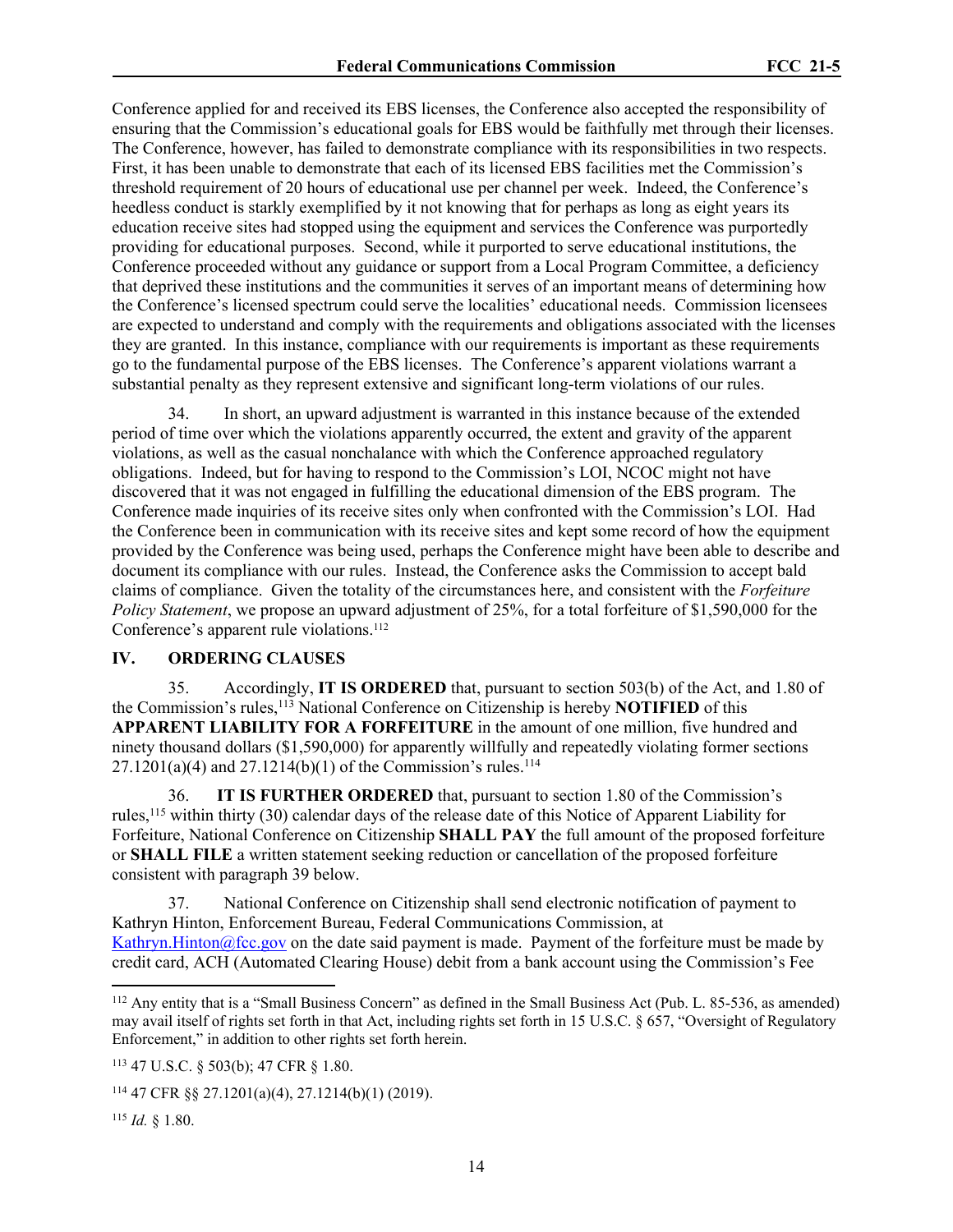Conference applied for and received its EBS licenses, the Conference also accepted the responsibility of ensuring that the Commission's educational goals for EBS would be faithfully met through their licenses. The Conference, however, has failed to demonstrate compliance with its responsibilities in two respects. First, it has been unable to demonstrate that each of its licensed EBS facilities met the Commission's threshold requirement of 20 hours of educational use per channel per week. Indeed, the Conference's heedless conduct is starkly exemplified by it not knowing that for perhaps as long as eight years its education receive sites had stopped using the equipment and services the Conference was purportedly providing for educational purposes. Second, while it purported to serve educational institutions, the Conference proceeded without any guidance or support from a Local Program Committee, a deficiency that deprived these institutions and the communities it serves of an important means of determining how the Conference's licensed spectrum could serve the localities' educational needs. Commission licensees are expected to understand and comply with the requirements and obligations associated with the licenses they are granted. In this instance, compliance with our requirements is important as these requirements go to the fundamental purpose of the EBS licenses. The Conference's apparent violations warrant a substantial penalty as they represent extensive and significant long-term violations of our rules.

34. In short, an upward adjustment is warranted in this instance because of the extended period of time over which the violations apparently occurred, the extent and gravity of the apparent violations, as well as the casual nonchalance with which the Conference approached regulatory obligations. Indeed, but for having to respond to the Commission's LOI, NCOC might not have discovered that it was not engaged in fulfilling the educational dimension of the EBS program. The Conference made inquiries of its receive sites only when confronted with the Commission's LOI. Had the Conference been in communication with its receive sites and kept some record of how the equipment provided by the Conference was being used, perhaps the Conference might have been able to describe and document its compliance with our rules. Instead, the Conference asks the Commission to accept bald claims of compliance. Given the totality of the circumstances here, and consistent with the *Forfeiture Policy Statement*, we propose an upward adjustment of 25%, for a total forfeiture of $1,590,000 for the Conference's apparent rule violations.[112]

## IV. ORDERING CLAUSES

35. Accordingly, **IT IS ORDERED** that, pursuant to section 503(b) of the Act, and 1.80 of the Commission's rules,[113] National Conference on Citizenship is hereby **NOTIFIED** of this **APPARENT LIABILITY FOR A FORFEITURE** in the amount of one million, five hundred and ninety thousand dollars ($1,590,000) for apparently willfully and repeatedly violating former sections 27.1201(a)(4) and 27.1214(b)(1) of the Commission's rules.[114]

36. **IT IS FURTHER ORDERED** that, pursuant to section 1.80 of the Commission's rules,[115] within thirty (30) calendar days of the release date of this Notice of Apparent Liability for Forfeiture, National Conference on Citizenship **SHALL PAY** the full amount of the proposed forfeiture or **SHALL FILE** a written statement seeking reduction or cancellation of the proposed forfeiture consistent with paragraph 39 below.

37. National Conference on Citizenship shall send electronic notification of payment to Kathryn Hinton, Enforcement Bureau, Federal Communications Commission, at Kathryn.Hinton@fcc.gov on the date said payment is made. Payment of the forfeiture must be made by credit card, ACH (Automated Clearing House) debit from a bank account using the Commission's Fee

---

[112] Any entity that is a "Small Business Concern" as defined in the Small Business Act (Pub. L. 85-536, as amended) may avail itself of rights set forth in that Act, including rights set forth in 15 U.S.C. § 657, "Oversight of Regulatory Enforcement," in addition to other rights set forth herein.

[113] 47 U.S.C. § 503(b); 47 CFR § 1.80.

[114] 47 CFR §§ 27.1201(a)(4), 27.1214(b)(1) (2019).

[115] *Id.* § 1.80.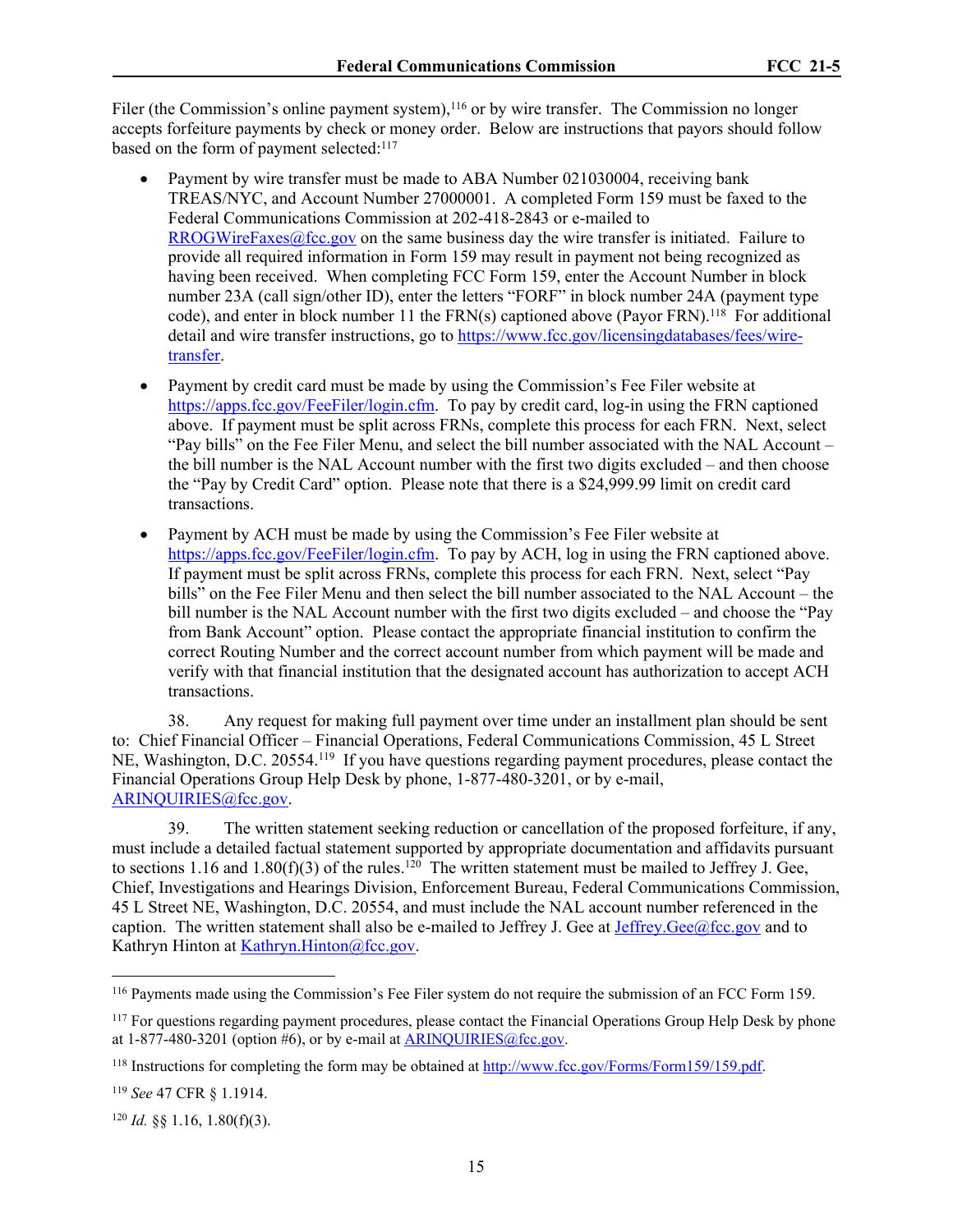Filer (the Commission's online payment system),[116] or by wire transfer. The Commission no longer accepts forfeiture payments by check or money order. Below are instructions that payors should follow based on the form of payment selected:[117]

- Payment by wire transfer must be made to ABA Number 021030004, receiving bank TREAS/NYC, and Account Number 27000001. A completed Form 159 must be faxed to the Federal Communications Commission at 202-418-2843 or e-mailed to RROGWireFaxes@fcc.gov on the same business day the wire transfer is initiated. Failure to provide all required information in Form 159 may result in payment not being recognized as having been received. When completing FCC Form 159, enter the Account Number in block number 23A (call sign/other ID), enter the letters "FORF" in block number 24A (payment type code), and enter in block number 11 the FRN(s) captioned above (Payor FRN).[118] For additional detail and wire transfer instructions, go to https://www.fcc.gov/licensingdatabases/fees/wire-transfer.

- Payment by credit card must be made by using the Commission's Fee Filer website at https://apps.fcc.gov/FeeFiler/login.cfm. To pay by credit card, log-in using the FRN captioned above. If payment must be split across FRNs, complete this process for each FRN. Next, select "Pay bills" on the Fee Filer Menu, and select the bill number associated with the NAL Account – the bill number is the NAL Account number with the first two digits excluded – and then choose the "Pay by Credit Card" option. Please note that there is a $24,999.99 limit on credit card transactions.

- Payment by ACH must be made by using the Commission's Fee Filer website at https://apps.fcc.gov/FeeFiler/login.cfm. To pay by ACH, log in using the FRN captioned above. If payment must be split across FRNs, complete this process for each FRN. Next, select "Pay bills" on the Fee Filer Menu and then select the bill number associated to the NAL Account – the bill number is the NAL Account number with the first two digits excluded – and choose the "Pay from Bank Account" option. Please contact the appropriate financial institution to confirm the correct Routing Number and the correct account number from which payment will be made and verify with that financial institution that the designated account has authorization to accept ACH transactions.

38. Any request for making full payment over time under an installment plan should be sent to: Chief Financial Officer – Financial Operations, Federal Communications Commission, 45 L Street NE, Washington, D.C. 20554.[119] If you have questions regarding payment procedures, please contact the Financial Operations Group Help Desk by phone, 1-877-480-3201, or by e-mail, ARINQUIRIES@fcc.gov.

39. The written statement seeking reduction or cancellation of the proposed forfeiture, if any, must include a detailed factual statement supported by appropriate documentation and affidavits pursuant to sections 1.16 and 1.80(f)(3) of the rules.[120] The written statement must be mailed to Jeffrey J. Gee, Chief, Investigations and Hearings Division, Enforcement Bureau, Federal Communications Commission, 45 L Street NE, Washington, D.C. 20554, and must include the NAL account number referenced in the caption. The written statement shall also be e-mailed to Jeffrey J. Gee at Jeffrey.Gee@fcc.gov and to Kathryn Hinton at Kathryn.Hinton@fcc.gov.

---

[116] Payments made using the Commission's Fee Filer system do not require the submission of an FCC Form 159.

[117] For questions regarding payment procedures, please contact the Financial Operations Group Help Desk by phone at 1-877-480-3201 (option #6), or by e-mail at ARINQUIRIES@fcc.gov.

[118] Instructions for completing the form may be obtained at http://www.fcc.gov/Forms/Form159/159.pdf.

[119] *See* 47 CFR § 1.1914.

[120] *Id.* §§ 1.16, 1.80(f)(3).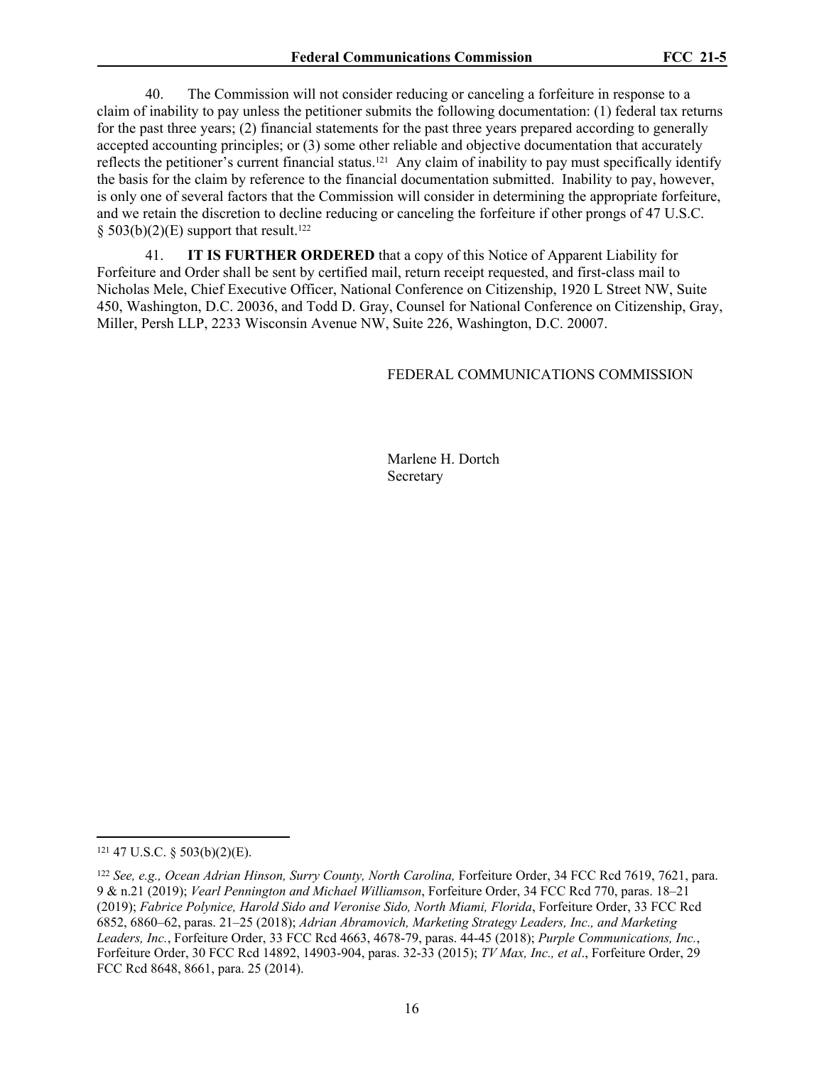40. The Commission will not consider reducing or canceling a forfeiture in response to a claim of inability to pay unless the petitioner submits the following documentation: (1) federal tax returns for the past three years; (2) financial statements for the past three years prepared according to generally accepted accounting principles; or (3) some other reliable and objective documentation that accurately reflects the petitioner's current financial status.[121] Any claim of inability to pay must specifically identify the basis for the claim by reference to the financial documentation submitted. Inability to pay, however, is only one of several factors that the Commission will consider in determining the appropriate forfeiture, and we retain the discretion to decline reducing or canceling the forfeiture if other prongs of 47 U.S.C. § 503(b)(2)(E) support that result.[122]

41. **IT IS FURTHER ORDERED** that a copy of this Notice of Apparent Liability for Forfeiture and Order shall be sent by certified mail, return receipt requested, and first-class mail to Nicholas Mele, Chief Executive Officer, National Conference on Citizenship, 1920 L Street NW, Suite 450, Washington, D.C. 20036, and Todd D. Gray, Counsel for National Conference on Citizenship, Gray, Miller, Persh LLP, 2233 Wisconsin Avenue NW, Suite 226, Washington, D.C. 20007.

FEDERAL COMMUNICATIONS COMMISSION

Marlene H. Dortch
Secretary

---

[121] 47 U.S.C. § 503(b)(2)(E).

[122] *See, e.g., Ocean Adrian Hinson, Surry County, North Carolina,* Forfeiture Order, 34 FCC Rcd 7619, 7621, para. 9 & n.21 (2019); *Vearl Pennington and Michael Williamson*, Forfeiture Order, 34 FCC Rcd 770, paras. 18–21 (2019); *Fabrice Polynice, Harold Sido and Veronise Sido, North Miami, Florida*, Forfeiture Order, 33 FCC Rcd 6852, 6860–62, paras. 21–25 (2018); *Adrian Abramovich, Marketing Strategy Leaders, Inc., and Marketing Leaders, Inc.*, Forfeiture Order, 33 FCC Rcd 4663, 4678-79, paras. 44-45 (2018); *Purple Communications, Inc.*, Forfeiture Order, 30 FCC Rcd 14892, 14903-904, paras. 32-33 (2015); *TV Max, Inc., et al*., Forfeiture Order, 29 FCC Rcd 8648, 8661, para. 25 (2014).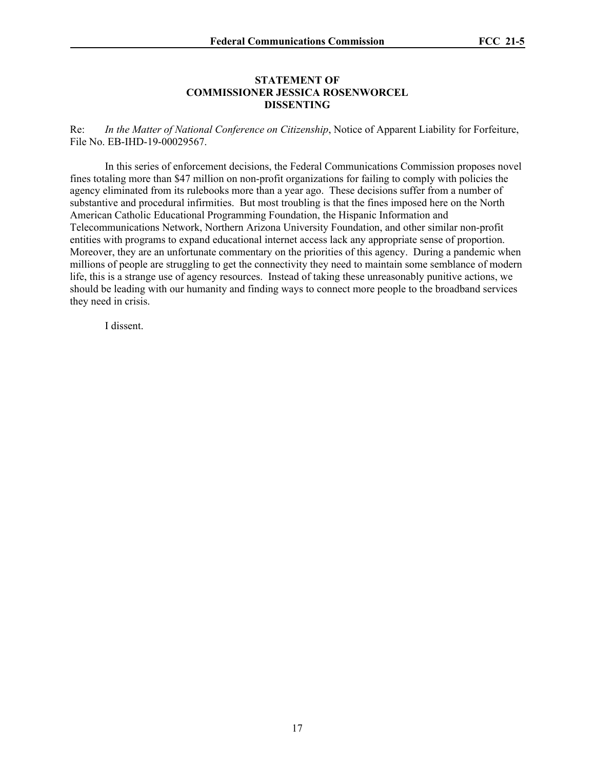**STATEMENT OF**
**COMMISSIONER JESSICA ROSENWORCEL**
**DISSENTING**

Re: *In the Matter of National Conference on Citizenship*, Notice of Apparent Liability for Forfeiture, File No. EB-IHD-19-00029567.

In this series of enforcement decisions, the Federal Communications Commission proposes novel fines totaling more than $47 million on non-profit organizations for failing to comply with policies the agency eliminated from its rulebooks more than a year ago. These decisions suffer from a number of substantive and procedural infirmities. But most troubling is that the fines imposed here on the North American Catholic Educational Programming Foundation, the Hispanic Information and Telecommunications Network, Northern Arizona University Foundation, and other similar non-profit entities with programs to expand educational internet access lack any appropriate sense of proportion. Moreover, they are an unfortunate commentary on the priorities of this agency. During a pandemic when millions of people are struggling to get the connectivity they need to maintain some semblance of modern life, this is a strange use of agency resources. Instead of taking these unreasonably punitive actions, we should be leading with our humanity and finding ways to connect more people to the broadband services they need in crisis.

I dissent.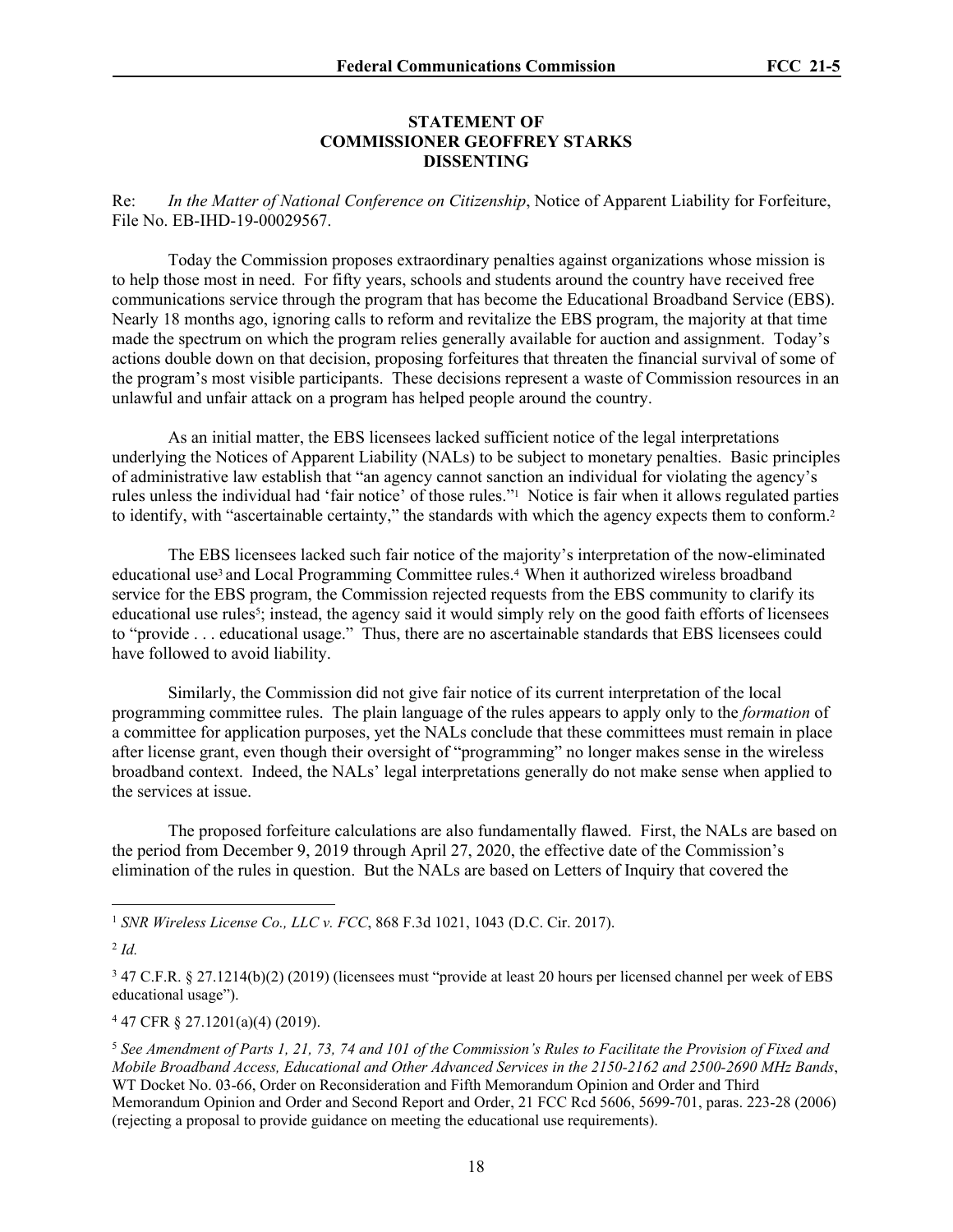**STATEMENT OF**
**COMMISSIONER GEOFFREY STARKS**
**DISSENTING**

Re: *In the Matter of National Conference on Citizenship*, Notice of Apparent Liability for Forfeiture, File No. EB-IHD-19-00029567.

Today the Commission proposes extraordinary penalties against organizations whose mission is to help those most in need. For fifty years, schools and students around the country have received free communications service through the program that has become the Educational Broadband Service (EBS). Nearly 18 months ago, ignoring calls to reform and revitalize the EBS program, the majority at that time made the spectrum on which the program relies generally available for auction and assignment. Today's actions double down on that decision, proposing forfeitures that threaten the financial survival of some of the program's most visible participants. These decisions represent a waste of Commission resources in an unlawful and unfair attack on a program has helped people around the country.

As an initial matter, the EBS licensees lacked sufficient notice of the legal interpretations underlying the Notices of Apparent Liability (NALs) to be subject to monetary penalties. Basic principles of administrative law establish that "an agency cannot sanction an individual for violating the agency's rules unless the individual had 'fair notice' of those rules."[1] Notice is fair when it allows regulated parties to identify, with "ascertainable certainty," the standards with which the agency expects them to conform.[2]

The EBS licensees lacked such fair notice of the majority's interpretation of the now-eliminated educational use[3] and Local Programming Committee rules.[4] When it authorized wireless broadband service for the EBS program, the Commission rejected requests from the EBS community to clarify its educational use rules[5]; instead, the agency said it would simply rely on the good faith efforts of licensees to "provide . . . educational usage." Thus, there are no ascertainable standards that EBS licensees could have followed to avoid liability.

Similarly, the Commission did not give fair notice of its current interpretation of the local programming committee rules. The plain language of the rules appears to apply only to the *formation* of a committee for application purposes, yet the NALs conclude that these committees must remain in place after license grant, even though their oversight of "programming" no longer makes sense in the wireless broadband context. Indeed, the NALs' legal interpretations generally do not make sense when applied to the services at issue.

The proposed forfeiture calculations are also fundamentally flawed. First, the NALs are based on the period from December 9, 2019 through April 27, 2020, the effective date of the Commission's elimination of the rules in question. But the NALs are based on Letters of Inquiry that covered the

---

[1] *SNR Wireless License Co., LLC v. FCC*, 868 F.3d 1021, 1043 (D.C. Cir. 2017).

[2] *Id.*

[3] 47 C.F.R. § 27.1214(b)(2) (2019) (licensees must "provide at least 20 hours per licensed channel per week of EBS educational usage").

[4] 47 CFR § 27.1201(a)(4) (2019).

[5] *See Amendment of Parts 1, 21, 73, 74 and 101 of the Commission's Rules to Facilitate the Provision of Fixed and Mobile Broadband Access, Educational and Other Advanced Services in the 2150-2162 and 2500-2690 MHz Bands*, WT Docket No. 03-66, Order on Reconsideration and Fifth Memorandum Opinion and Order and Third Memorandum Opinion and Order and Second Report and Order, 21 FCC Rcd 5606, 5699-701, paras. 223-28 (2006) (rejecting a proposal to provide guidance on meeting the educational use requirements).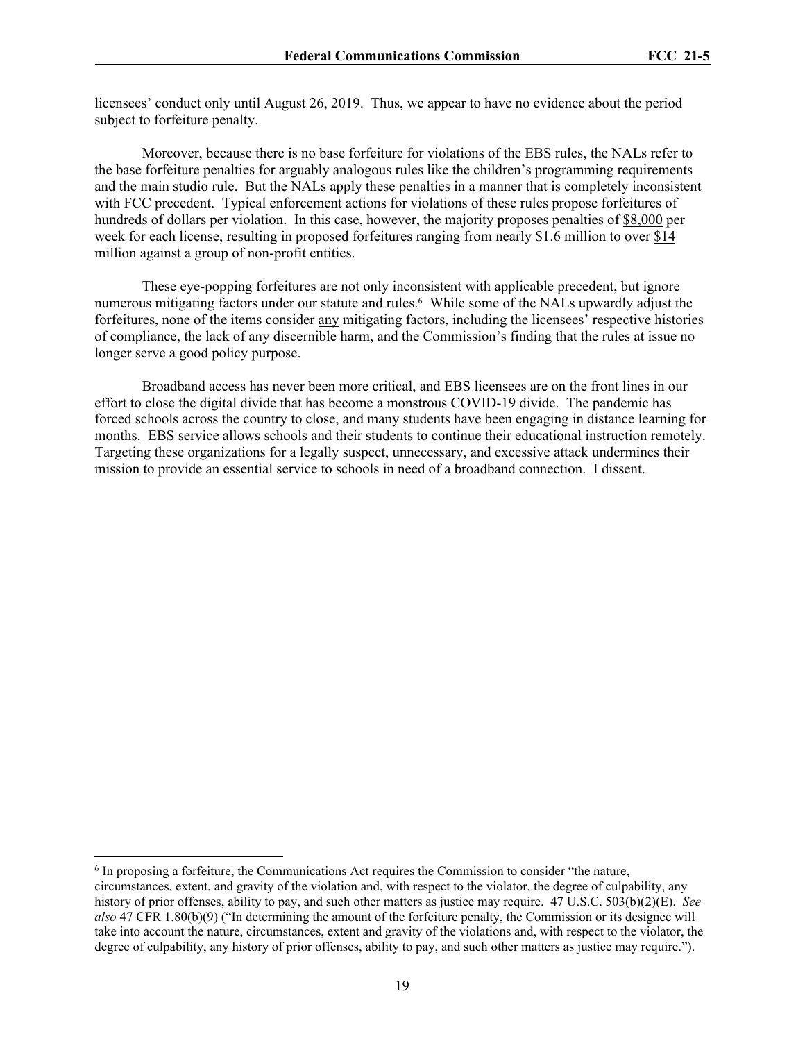licensees' conduct only until August 26, 2019. Thus, we appear to have no evidence about the period subject to forfeiture penalty.

Moreover, because there is no base forfeiture for violations of the EBS rules, the NALs refer to the base forfeiture penalties for arguably analogous rules like the children's programming requirements and the main studio rule. But the NALs apply these penalties in a manner that is completely inconsistent with FCC precedent. Typical enforcement actions for violations of these rules propose forfeitures of hundreds of dollars per violation. In this case, however, the majority proposes penalties of $8,000 per week for each license, resulting in proposed forfeitures ranging from nearly $1.6 million to over $14 million against a group of non-profit entities.

These eye-popping forfeitures are not only inconsistent with applicable precedent, but ignore numerous mitigating factors under our statute and rules.[6] While some of the NALs upwardly adjust the forfeitures, none of the items consider any mitigating factors, including the licensees' respective histories of compliance, the lack of any discernible harm, and the Commission's finding that the rules at issue no longer serve a good policy purpose.

Broadband access has never been more critical, and EBS licensees are on the front lines in our effort to close the digital divide that has become a monstrous COVID-19 divide. The pandemic has forced schools across the country to close, and many students have been engaging in distance learning for months. EBS service allows schools and their students to continue their educational instruction remotely. Targeting these organizations for a legally suspect, unnecessary, and excessive attack undermines their mission to provide an essential service to schools in need of a broadband connection. I dissent.

[6] In proposing a forfeiture, the Communications Act requires the Commission to consider "the nature, circumstances, extent, and gravity of the violation and, with respect to the violator, the degree of culpability, any history of prior offenses, ability to pay, and such other matters as justice may require. 47 U.S.C. 503(b)(2)(E). *See also* 47 CFR 1.80(b)(9) ("In determining the amount of the forfeiture penalty, the Commission or its designee will take into account the nature, circumstances, extent and gravity of the violations and, with respect to the violator, the degree of culpability, any history of prior offenses, ability to pay, and such other matters as justice may require.").